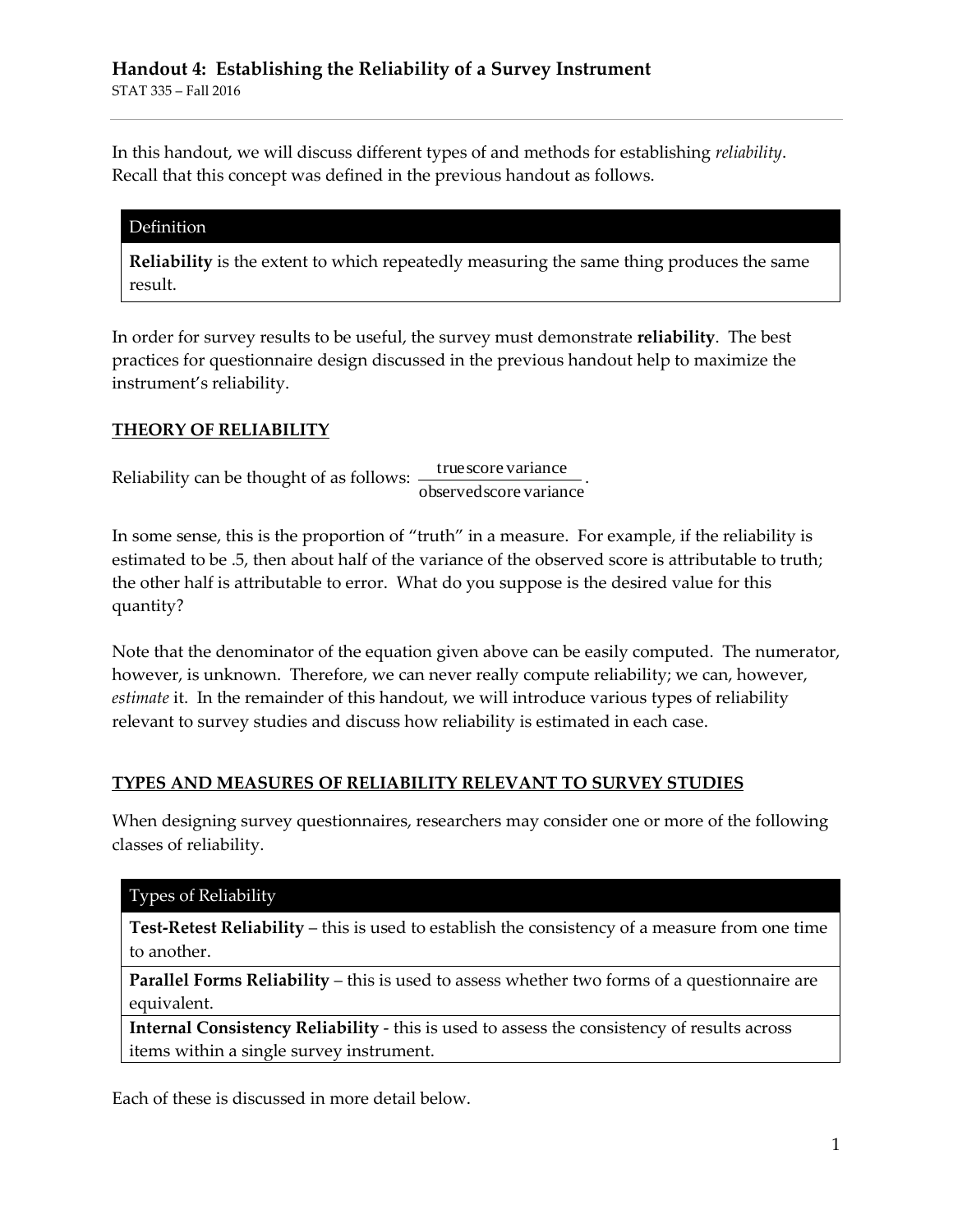# Handout 4: Establishing the Reliability of a Survey Instrument

STAT 335 – Fall 2016

In this handout, we will discuss different types of and methods for establishing *reliability*. Recall that this concept was defined in the previous handout as follows.

| Definition |
|---|
| **Reliability** is the extent to which repeatedly measuring the same thing produces the same result. |

In order for survey results to be useful, the survey must demonstrate **reliability**. The best practices for questionnaire design discussed in the previous handout help to maximize the instrument's reliability.

## THEORY OF RELIABILITY

Reliability can be thought of as follows: $\frac{\text{true score variance}}{\text{observed score variance}}$.

In some sense, this is the proportion of "truth" in a measure. For example, if the reliability is estimated to be .5, then about half of the variance of the observed score is attributable to truth; the other half is attributable to error. What do you suppose is the desired value for this quantity?

Note that the denominator of the equation given above can be easily computed. The numerator, however, is unknown. Therefore, we can never really compute reliability; we can, however, *estimate* it. In the remainder of this handout, we will introduce various types of reliability relevant to survey studies and discuss how reliability is estimated in each case.

## TYPES AND MEASURES OF RELIABILITY RELEVANT TO SURVEY STUDIES

When designing survey questionnaires, researchers may consider one or more of the following classes of reliability.

| Types of Reliability |
|---|
| **Test-Retest Reliability** – this is used to establish the consistency of a measure from one time to another. |
| **Parallel Forms Reliability** – this is used to assess whether two forms of a questionnaire are equivalent. |
| **Internal Consistency Reliability** - this is used to assess the consistency of results across items within a single survey instrument. |

Each of these is discussed in more detail below.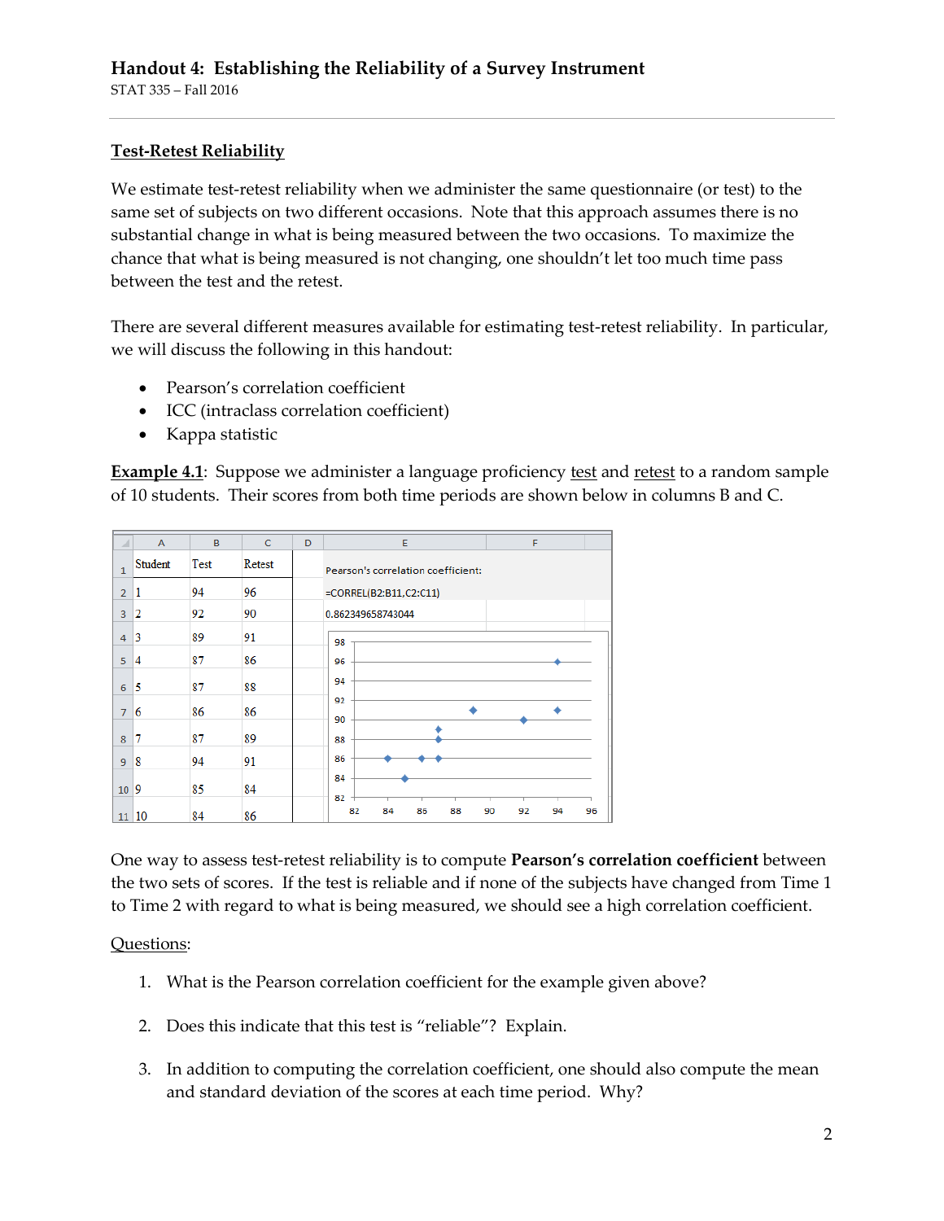## Test-Retest Reliability

We estimate test-retest reliability when we administer the same questionnaire (or test) to the same set of subjects on two different occasions. Note that this approach assumes there is no substantial change in what is being measured between the two occasions. To maximize the chance that what is being measured is not changing, one shouldn't let too much time pass between the test and the retest.

There are several different measures available for estimating test-retest reliability. In particular, we will discuss the following in this handout:

- Pearson's correlation coefficient
- ICC (intraclass correlation coefficient)
- Kappa statistic

**Example 4.1**: Suppose we administer a language proficiency test and retest to a random sample of 10 students. Their scores from both time periods are shown below in columns B and C.

| Student | Test | Retest |
|---|---|---|
| 1 | 94 | 96 |
| 2 | 92 | 90 |
| 3 | 89 | 91 |
| 4 | 87 | 86 |
| 5 | 87 | 88 |
| 6 | 86 | 86 |
| 7 | 87 | 89 |
| 8 | 94 | 91 |
| 9 | 85 | 84 |
| 10 | 84 | 86 |

Pearson's correlation coefficient:

=CORREL(B2:B11,C2:C11)

0.862349658743044

One way to assess test-retest reliability is to compute **Pearson's correlation coefficient** between the two sets of scores. If the test is reliable and if none of the subjects have changed from Time 1 to Time 2 with regard to what is being measured, we should see a high correlation coefficient.

Questions:

1. What is the Pearson correlation coefficient for the example given above?

2. Does this indicate that this test is "reliable"? Explain.

3. In addition to computing the correlation coefficient, one should also compute the mean and standard deviation of the scores at each time period. Why?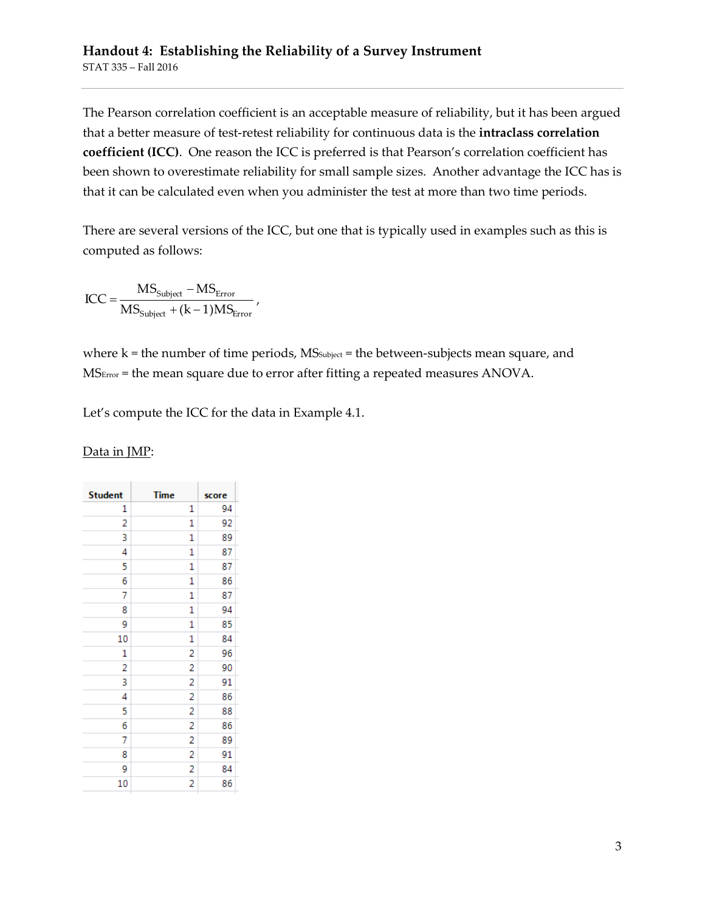## Handout 4: Establishing the Reliability of a Survey Instrument

STAT 335 – Fall 2016

---

The Pearson correlation coefficient is an acceptable measure of reliability, but it has been argued that a better measure of test-retest reliability for continuous data is the **intraclass correlation coefficient (ICC)**. One reason the ICC is preferred is that Pearson's correlation coefficient has been shown to overestimate reliability for small sample sizes. Another advantage the ICC has is that it can be calculated even when you administer the test at more than two time periods.

There are several versions of the ICC, but one that is typically used in examples such as this is computed as follows:

$$\text{ICC} = \frac{\text{MS}_{\text{Subject}} - \text{MS}_{\text{Error}}}{\text{MS}_{\text{Subject}} + (\text{k}-1)\text{MS}_{\text{Error}}},$$

where k = the number of time periods, $\text{MS}_{\text{Subject}}$ = the between-subjects mean square, and $\text{MS}_{\text{Error}}$ = the mean square due to error after fitting a repeated measures ANOVA.

Let's compute the ICC for the data in Example 4.1.

Data in JMP:

| Student | Time | score |
|---|---|---|
| 1 | 1 | 94 |
| 2 | 1 | 92 |
| 3 | 1 | 89 |
| 4 | 1 | 87 |
| 5 | 1 | 87 |
| 6 | 1 | 86 |
| 7 | 1 | 87 |
| 8 | 1 | 94 |
| 9 | 1 | 85 |
| 10 | 1 | 84 |
| 1 | 2 | 96 |
| 2 | 2 | 90 |
| 3 | 2 | 91 |
| 4 | 2 | 86 |
| 5 | 2 | 88 |
| 6 | 2 | 86 |
| 7 | 2 | 89 |
| 8 | 2 | 91 |
| 9 | 2 | 84 |
| 10 | 2 | 86 |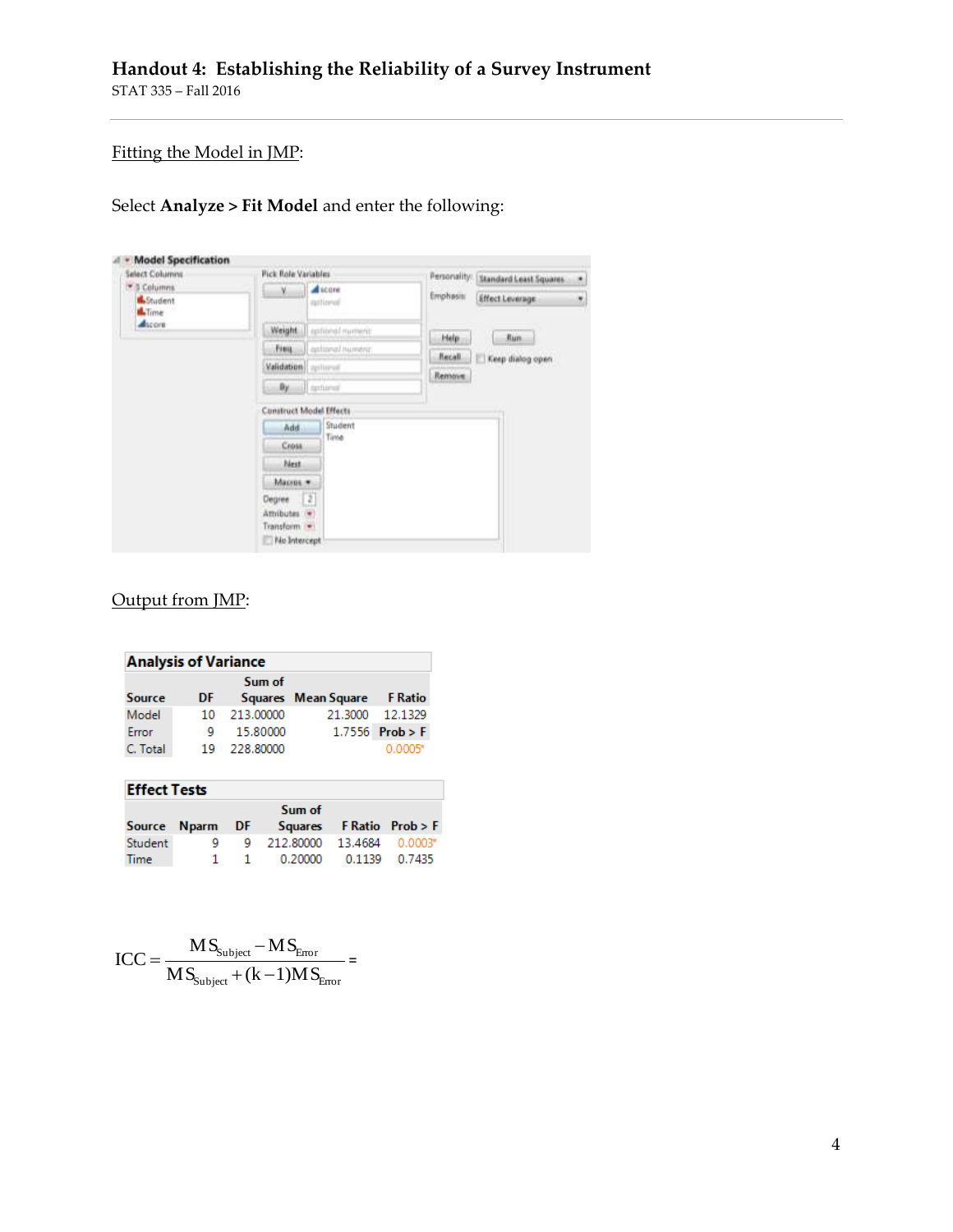Fitting the Model in JMP:

Select **Analyze > Fit Model** and enter the following:

Output from JMP:

**Analysis of Variance**

| Source | DF | Sum of Squares | Mean Square | F Ratio |
|---|---|---|---|---|
| Model | 10 | 213.00000 | 21.3000 | 12.1329 |
| Error | 9 | 15.80000 | 1.7556 | Prob > F |
| C. Total | 19 | 228.80000 | | 0.0005* |

**Effect Tests**

| Source | Nparm | DF | Sum of Squares | F Ratio | Prob > F |
|---|---|---|---|---|---|
| Student | 9 | 9 | 212.80000 | 13.4684 | 0.0003* |
| Time | 1 | 1 | 0.20000 | 0.1139 | 0.7435 |

$$ICC = \frac{MS_{Subject} - MS_{Error}}{MS_{Subject} + (k-1)MS_{Error}} =$$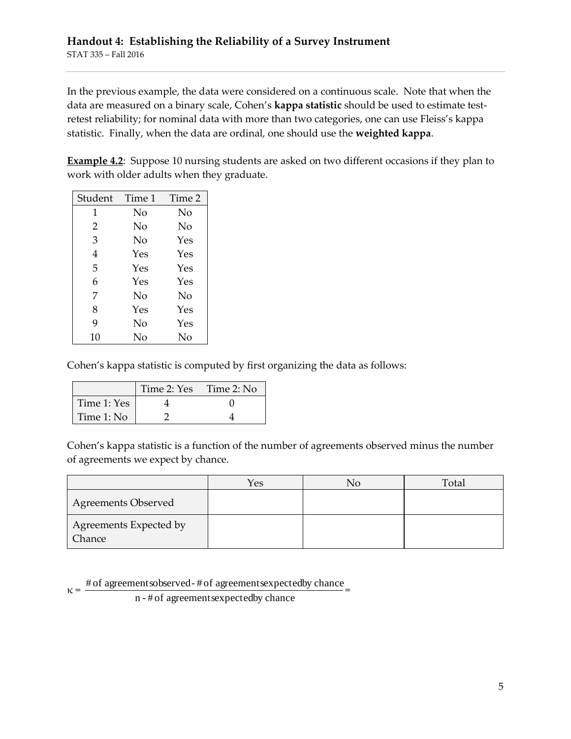## Handout 4: Establishing the Reliability of a Survey Instrument

STAT 335 – Fall 2016

In the previous example, the data were considered on a continuous scale. Note that when the data are measured on a binary scale, Cohen's **kappa statistic** should be used to estimate test-retest reliability; for nominal data with more than two categories, one can use Fleiss's kappa statistic. Finally, when the data are ordinal, one should use the **weighted kappa**.

**Example 4.2**: Suppose 10 nursing students are asked on two different occasions if they plan to work with older adults when they graduate.

| Student | Time 1 | Time 2 |
|---|---|---|
| 1 | No | No |
| 2 | No | No |
| 3 | No | Yes |
| 4 | Yes | Yes |
| 5 | Yes | Yes |
| 6 | Yes | Yes |
| 7 | No | No |
| 8 | Yes | Yes |
| 9 | No | Yes |
| 10 | No | No |

Cohen's kappa statistic is computed by first organizing the data as follows:

| | Time 2: Yes | Time 2: No |
|---|---|---|
| Time 1: Yes | 4 | 0 |
| Time 1: No | 2 | 4 |

Cohen's kappa statistic is a function of the number of agreements observed minus the number of agreements we expect by chance.

| | Yes | No | Total |
|---|---|---|---|
| Agreements Observed | | | |
| Agreements Expected by Chance | | | |

$$\kappa = \frac{\text{\# of agreements observed} - \text{\# of agreements expected by chance}}{\text{n} - \text{\# of agreements expected by chance}} =$$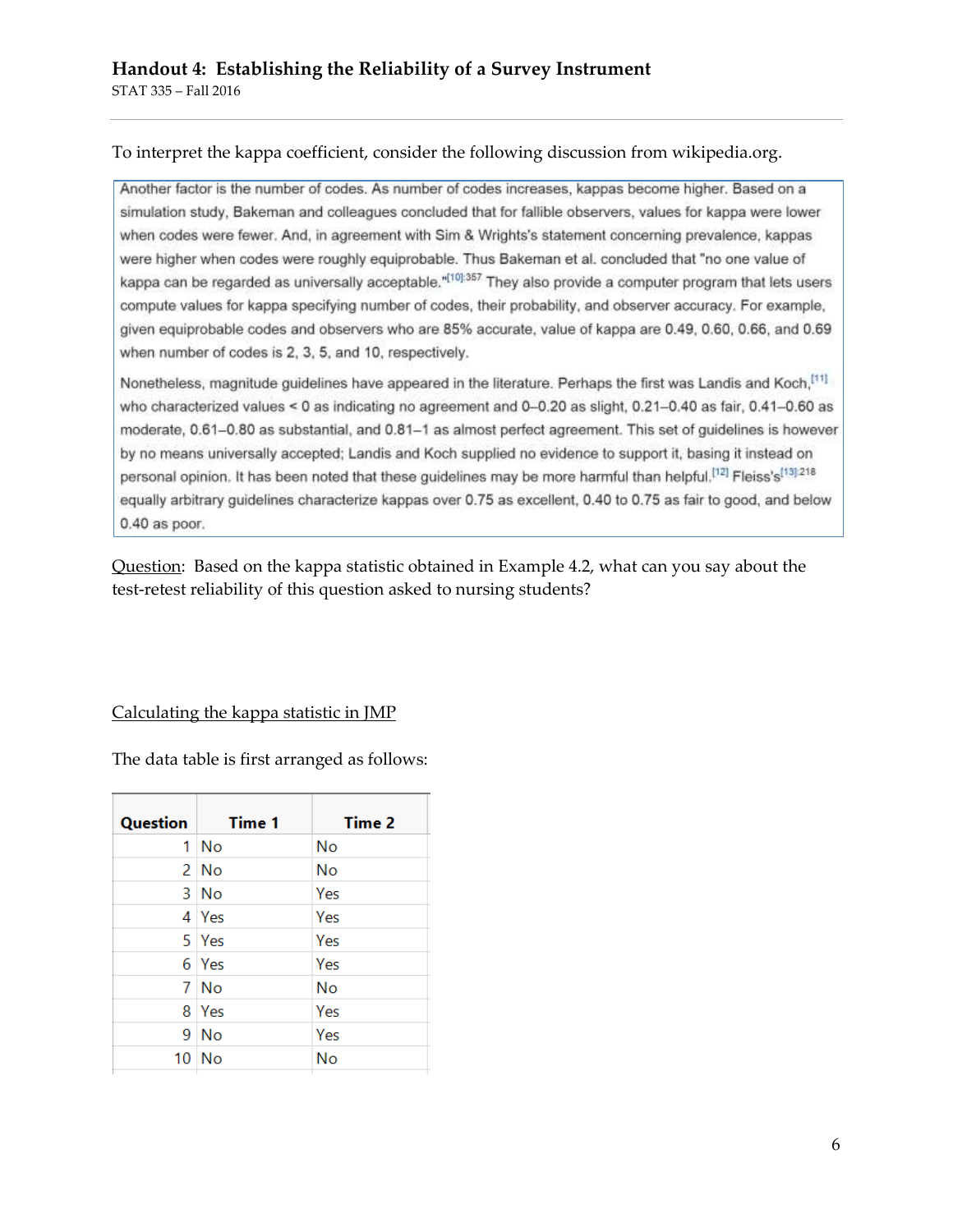To interpret the kappa coefficient, consider the following discussion from wikipedia.org.

> Another factor is the number of codes. As number of codes increases, kappas become higher. Based on a simulation study, Bakeman and colleagues concluded that for fallible observers, values for kappa were lower when codes were fewer. And, in agreement with Sim & Wrights's statement concerning prevalence, kappas were higher when codes were roughly equiprobable. Thus Bakeman et al. concluded that "no one value of kappa can be regarded as universally acceptable."[10]:357 They also provide a computer program that lets users compute values for kappa specifying number of codes, their probability, and observer accuracy. For example, given equiprobable codes and observers who are 85% accurate, value of kappa are 0.49, 0.60, 0.66, and 0.69 when number of codes is 2, 3, 5, and 10, respectively.
>
> Nonetheless, magnitude guidelines have appeared in the literature. Perhaps the first was Landis and Koch,[11] who characterized values < 0 as indicating no agreement and 0–0.20 as slight, 0.21–0.40 as fair, 0.41–0.60 as moderate, 0.61–0.80 as substantial, and 0.81–1 as almost perfect agreement. This set of guidelines is however by no means universally accepted; Landis and Koch supplied no evidence to support it, basing it instead on personal opinion. It has been noted that these guidelines may be more harmful than helpful.[12] Fleiss's[13]:218 equally arbitrary guidelines characterize kappas over 0.75 as excellent, 0.40 to 0.75 as fair to good, and below 0.40 as poor.

<u>Question</u>: Based on the kappa statistic obtained in Example 4.2, what can you say about the test-retest reliability of this question asked to nursing students?

<u>Calculating the kappa statistic in JMP</u>

The data table is first arranged as follows:

| Question | Time 1 | Time 2 |
|---|---|---|
| 1 | No | No |
| 2 | No | No |
| 3 | No | Yes |
| 4 | Yes | Yes |
| 5 | Yes | Yes |
| 6 | Yes | Yes |
| 7 | No | No |
| 8 | Yes | Yes |
| 9 | No | Yes |
| 10 | No | No |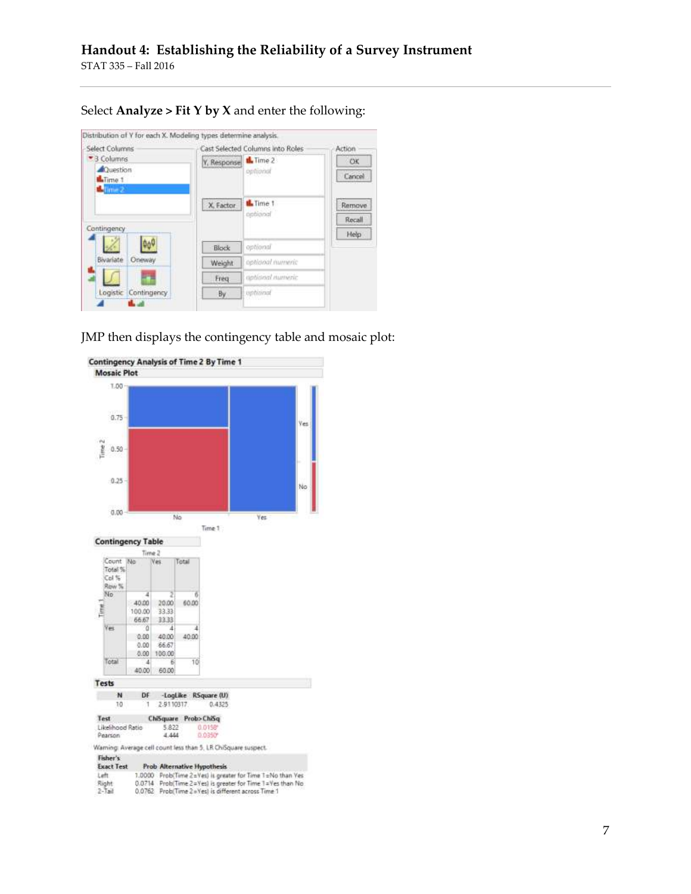Select **Analyze > Fit Y by X** and enter the following:

Distribution of Y for each X. Modeling types determine analysis.

| Select Columns | Cast Selected Columns into Roles | | Action |
|---|---|---|---|
| 3 Columns: Question, Time 1, Time 2 | Y, Response | Time 2 | OK |
| | X, Factor | Time 1 | Cancel |
| | Block | optional | Remove |
| | Weight | optional numeric | Recall |
| | Freq | optional numeric | Help |
| | By | optional | |

JMP then displays the contingency table and mosaic plot:

**Contingency Analysis of Time 2 By Time 1**

**Mosaic Plot**

**Contingency Table**

| Count / Total % / Col % / Row % | Time 2: No | Time 2: Yes | Total |
|---|---|---|---|
| Time 1: No | 4 | 2 | 6 |
| | 40.00 | 20.00 | 60.00 |
| | 100.00 | 33.33 | |
| | 66.67 | 33.33 | |
| Time 1: Yes | 0 | 4 | 4 |
| | 0.00 | 40.00 | 40.00 |
| | 0.00 | 66.67 | |
| | 0.00 | 100.00 | |
| Total | 4 | 6 | 10 |
| | 40.00 | 60.00 | |

**Tests**

| N | DF | -LogLike | RSquare (U) |
|---|---|---|---|
| 10 | 1 | 2.9110317 | 0.4325 |

| Test | ChiSquare | Prob>ChiSq |
|---|---|---|
| Likelihood Ratio | 5.822 | 0.0158* |
| Pearson | 4.444 | 0.0350* |

Warning: Average cell count less than 5, LR ChiSquare suspect.

| Fisher's Exact Test | Prob | Alternative Hypothesis |
|---|---|---|
| Left | 1.0000 | Prob(Time 2=Yes) is greater for Time 1=No than Yes |
| Right | 0.0714 | Prob(Time 2=Yes) is greater for Time 1=Yes than No |
| 2-Tail | 0.0762 | Prob(Time 2=Yes) is different across Time 1 |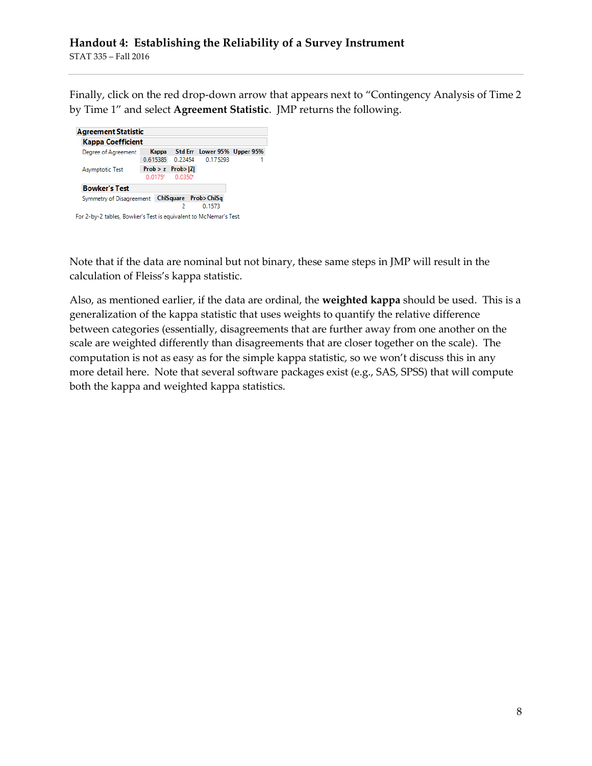Finally, click on the red drop-down arrow that appears next to "Contingency Analysis of Time 2 by Time 1" and select **Agreement Statistic**. JMP returns the following.

**Agreement Statistic**

**Kappa Coefficient**

| Degree of Agreement | Kappa | Std Err | Lower 95% | Upper 95% |
|---|---|---|---|---|
| | 0.615385 | 0.22454 | 0.175293 | 1 |

| Asymptotic Test | Prob > z | Prob>\|Z\| |
|---|---|---|
| | 0.0175* | 0.0350* |

**Bowker's Test**

| Symmetry of Disagreement | ChiSquare | Prob>ChiSq |
|---|---|---|
| | 2 | 0.1573 |

For 2-by-2 tables, Bowker's Test is equivalent to McNemar's Test

Note that if the data are nominal but not binary, these same steps in JMP will result in the calculation of Fleiss's kappa statistic.

Also, as mentioned earlier, if the data are ordinal, the **weighted kappa** should be used. This is a generalization of the kappa statistic that uses weights to quantify the relative difference between categories (essentially, disagreements that are further away from one another on the scale are weighted differently than disagreements that are closer together on the scale). The computation is not as easy as for the simple kappa statistic, so we won't discuss this in any more detail here. Note that several software packages exist (e.g., SAS, SPSS) that will compute both the kappa and weighted kappa statistics.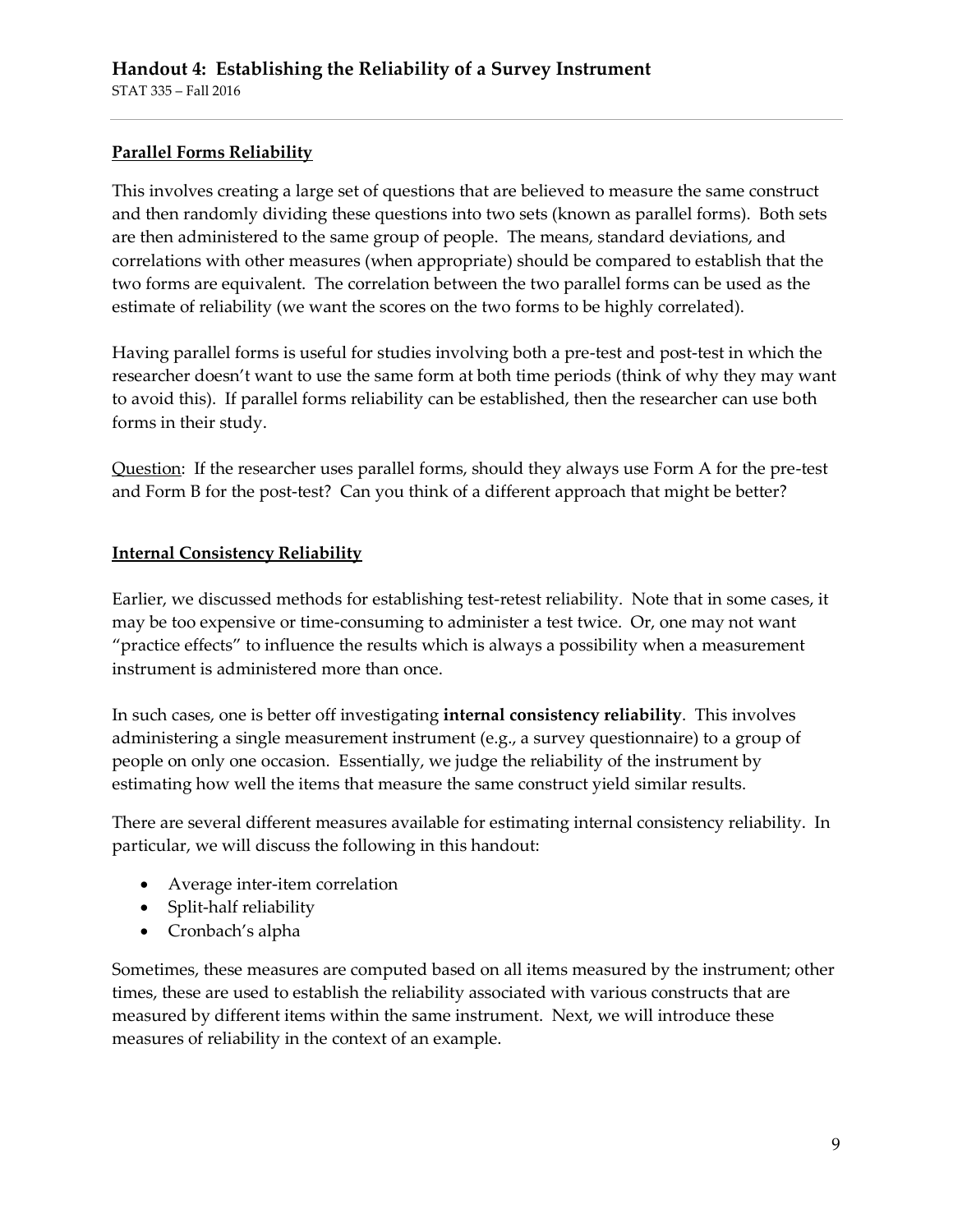## Parallel Forms Reliability

This involves creating a large set of questions that are believed to measure the same construct and then randomly dividing these questions into two sets (known as parallel forms). Both sets are then administered to the same group of people. The means, standard deviations, and correlations with other measures (when appropriate) should be compared to establish that the two forms are equivalent. The correlation between the two parallel forms can be used as the estimate of reliability (we want the scores on the two forms to be highly correlated).

Having parallel forms is useful for studies involving both a pre-test and post-test in which the researcher doesn't want to use the same form at both time periods (think of why they may want to avoid this). If parallel forms reliability can be established, then the researcher can use both forms in their study.

Question: If the researcher uses parallel forms, should they always use Form A for the pre-test and Form B for the post-test? Can you think of a different approach that might be better?

## Internal Consistency Reliability

Earlier, we discussed methods for establishing test-retest reliability. Note that in some cases, it may be too expensive or time-consuming to administer a test twice. Or, one may not want "practice effects" to influence the results which is always a possibility when a measurement instrument is administered more than once.

In such cases, one is better off investigating **internal consistency reliability**. This involves administering a single measurement instrument (e.g., a survey questionnaire) to a group of people on only one occasion. Essentially, we judge the reliability of the instrument by estimating how well the items that measure the same construct yield similar results.

There are several different measures available for estimating internal consistency reliability. In particular, we will discuss the following in this handout:

- Average inter-item correlation
- Split-half reliability
- Cronbach's alpha

Sometimes, these measures are computed based on all items measured by the instrument; other times, these are used to establish the reliability associated with various constructs that are measured by different items within the same instrument. Next, we will introduce these measures of reliability in the context of an example.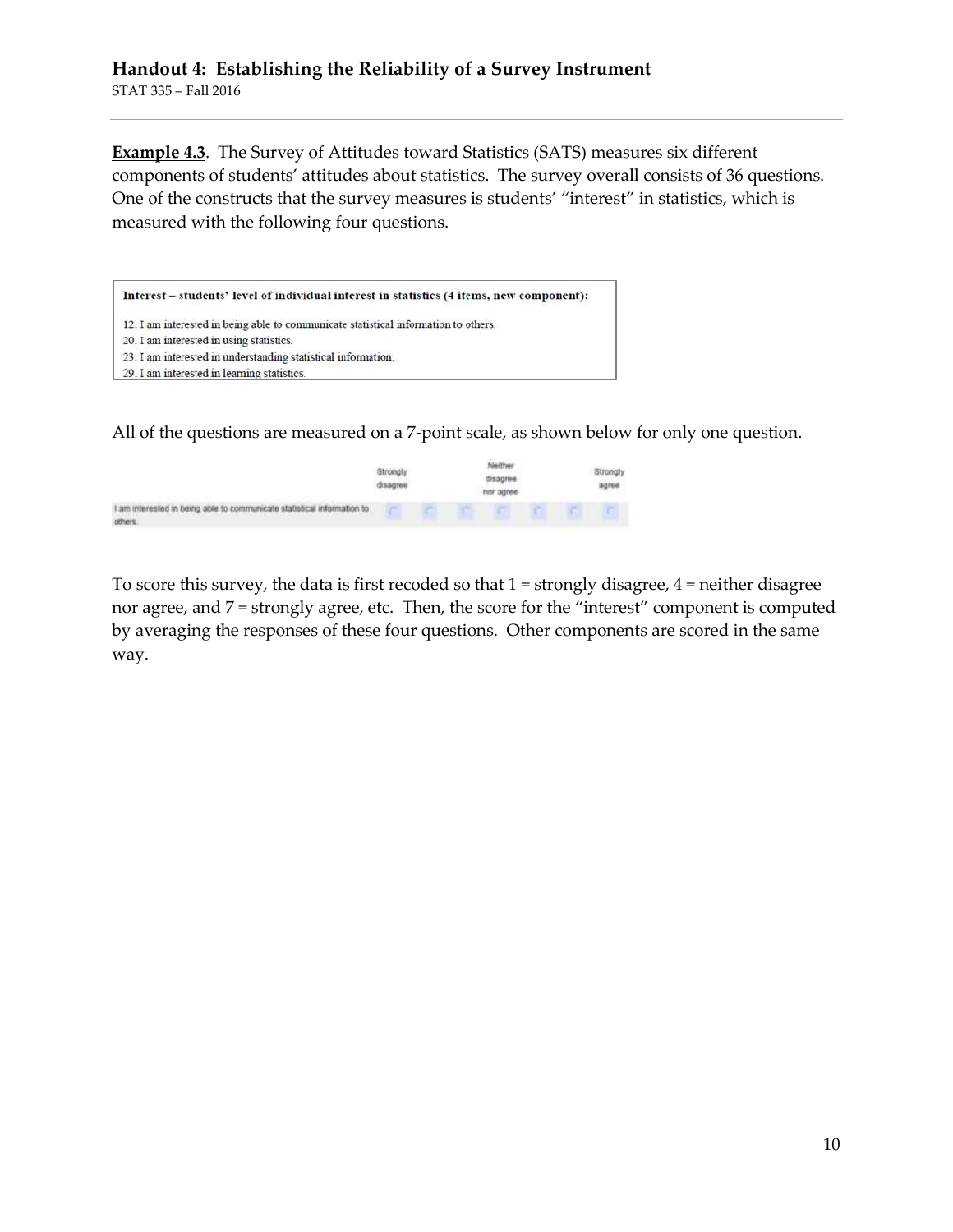**Example 4.3**. The Survey of Attitudes toward Statistics (SATS) measures six different components of students' attitudes about statistics. The survey overall consists of 36 questions. One of the constructs that the survey measures is students' "interest" in statistics, which is measured with the following four questions.

**Interest – students' level of individual interest in statistics (4 items, new component):**

12. I am interested in being able to communicate statistical information to others.
20. I am interested in using statistics.
23. I am interested in understanding statistical information.
29. I am interested in learning statistics.

All of the questions are measured on a 7-point scale, as shown below for only one question.

| | Strongly disagree | | | Neither disagree nor agree | | | Strongly agree |
|---|---|---|---|---|---|---|---|
| I am interested in being able to communicate statistical information to others. | ○ | ○ | ○ | ○ | ○ | ○ | ○ |

To score this survey, the data is first recoded so that 1 = strongly disagree, 4 = neither disagree nor agree, and 7 = strongly agree, etc. Then, the score for the "interest" component is computed by averaging the responses of these four questions. Other components are scored in the same way.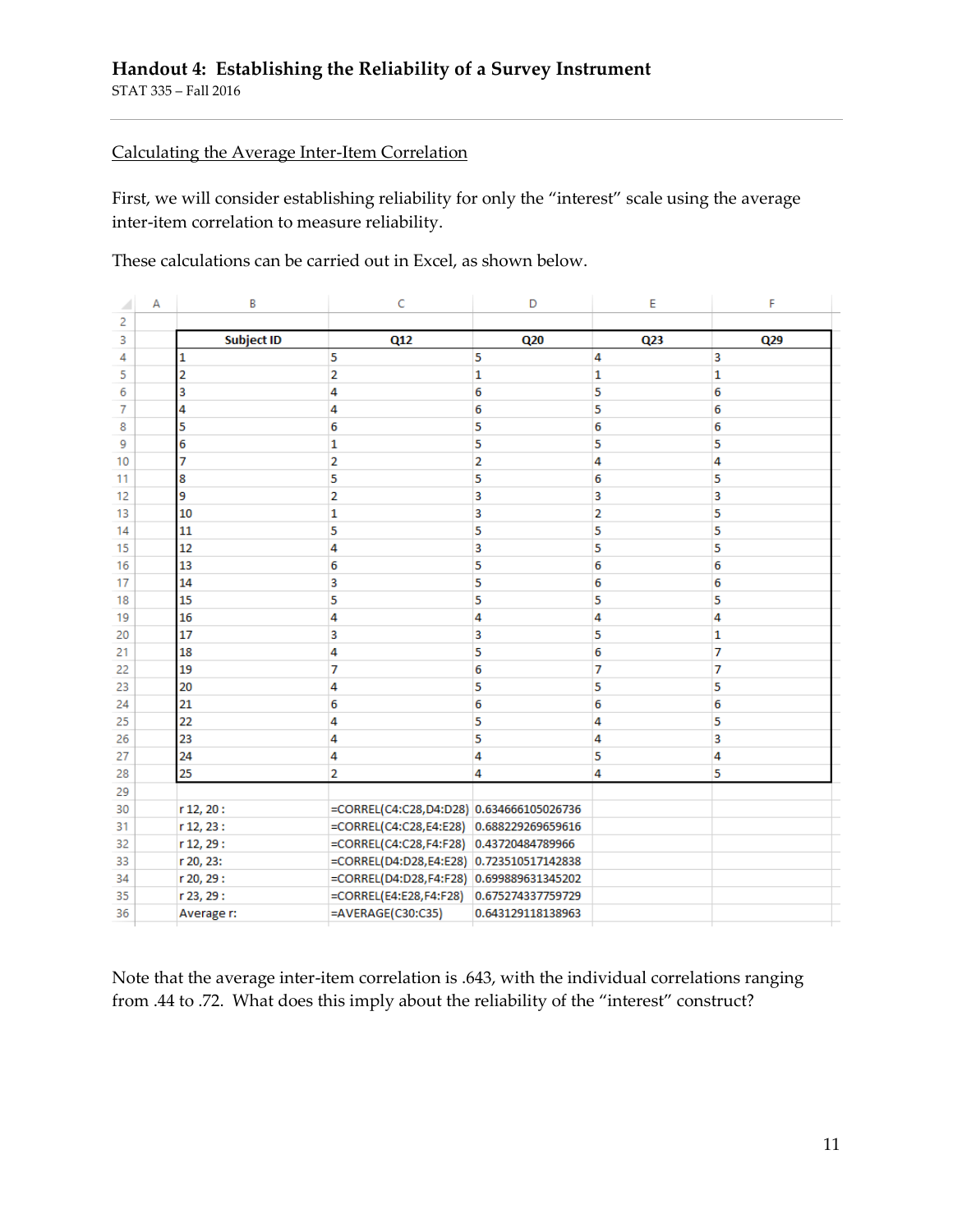### Calculating the Average Inter-Item Correlation

First, we will consider establishing reliability for only the "interest" scale using the average inter-item correlation to measure reliability.

These calculations can be carried out in Excel, as shown below.

| Subject ID | Q12 | Q20 | Q23 | Q29 |
|---|---|---|---|---|
| 1 | 5 | 5 | 4 | 3 |
| 2 | 2 | 1 | 1 | 1 |
| 3 | 4 | 6 | 5 | 6 |
| 4 | 4 | 6 | 5 | 6 |
| 5 | 6 | 5 | 6 | 6 |
| 6 | 1 | 5 | 5 | 5 |
| 7 | 2 | 2 | 4 | 4 |
| 8 | 5 | 5 | 6 | 5 |
| 9 | 2 | 3 | 3 | 3 |
| 10 | 1 | 3 | 2 | 5 |
| 11 | 5 | 5 | 5 | 5 |
| 12 | 4 | 3 | 5 | 5 |
| 13 | 6 | 5 | 6 | 6 |
| 14 | 3 | 5 | 6 | 6 |
| 15 | 5 | 5 | 5 | 5 |
| 16 | 4 | 4 | 4 | 4 |
| 17 | 3 | 3 | 5 | 1 |
| 18 | 4 | 5 | 6 | 7 |
| 19 | 7 | 6 | 7 | 7 |
| 20 | 4 | 5 | 5 | 5 |
| 21 | 6 | 6 | 6 | 6 |
| 22 | 4 | 5 | 4 | 5 |
| 23 | 4 | 5 | 4 | 3 |
| 24 | 4 | 4 | 5 | 4 |
| 25 | 2 | 4 | 4 | 5 |

| | Formula | Value |
|---|---|---|
| r 12, 20 : | =CORREL(C4:C28,D4:D28) | 0.634666105026736 |
| r 12, 23 : | =CORREL(C4:C28,E4:E28) | 0.688229269659616 |
| r 12, 29 : | =CORREL(C4:C28,F4:F28) | 0.43720484789966 |
| r 20, 23: | =CORREL(D4:D28,E4:E28) | 0.723510517142838 |
| r 20, 29 : | =CORREL(D4:D28,F4:F28) | 0.699889631345202 |
| r 23, 29 : | =CORREL(E4:E28,F4:F28) | 0.675274337759729 |
| Average r: | =AVERAGE(C30:C35) | 0.643129118138963 |

Note that the average inter-item correlation is .643, with the individual correlations ranging from .44 to .72. What does this imply about the reliability of the "interest" construct?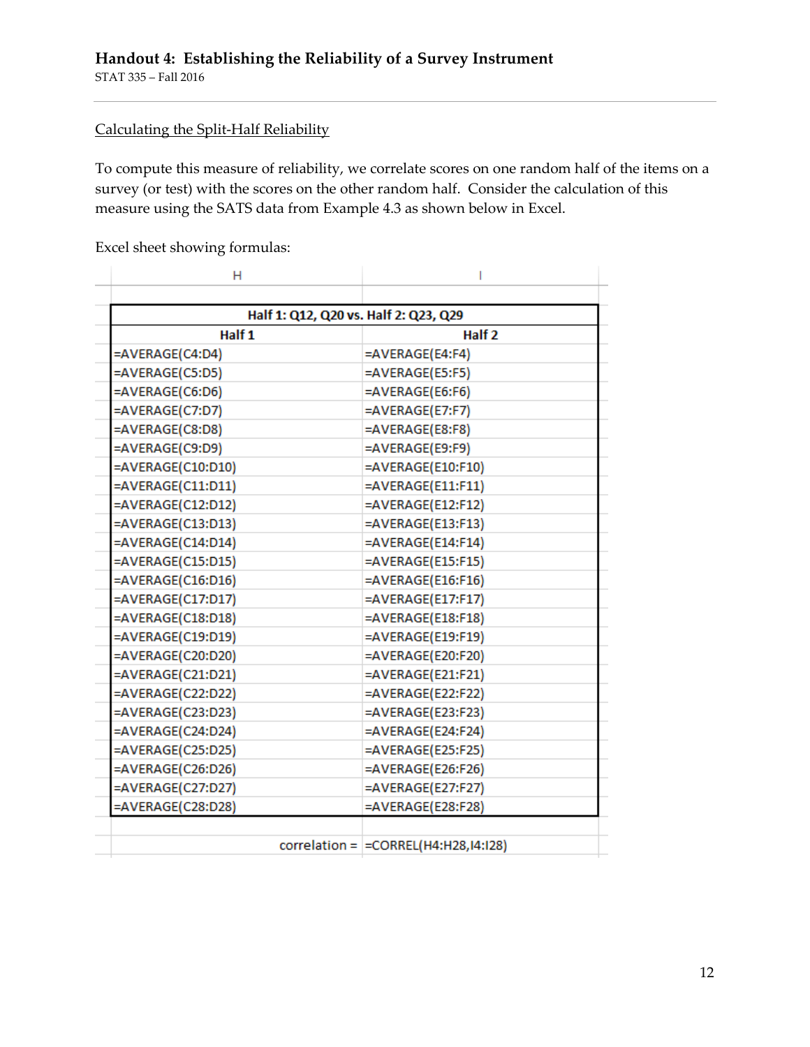# Handout 4: Establishing the Reliability of a Survey Instrument

STAT 335 – Fall 2016

<u>Calculating the Split-Half Reliability</u>

To compute this measure of reliability, we correlate scores on one random half of the items on a survey (or test) with the scores on the other random half. Consider the calculation of this measure using the SATS data from Example 4.3 as shown below in Excel.

Excel sheet showing formulas:

| H | I |
|---|---|
| **Half 1: Q12, Q20 vs. Half 2: Q23, Q29** | |
| **Half 1** | **Half 2** |
| =AVERAGE(C4:D4) | =AVERAGE(E4:F4) |
| =AVERAGE(C5:D5) | =AVERAGE(E5:F5) |
| =AVERAGE(C6:D6) | =AVERAGE(E6:F6) |
| =AVERAGE(C7:D7) | =AVERAGE(E7:F7) |
| =AVERAGE(C8:D8) | =AVERAGE(E8:F8) |
| =AVERAGE(C9:D9) | =AVERAGE(E9:F9) |
| =AVERAGE(C10:D10) | =AVERAGE(E10:F10) |
| =AVERAGE(C11:D11) | =AVERAGE(E11:F11) |
| =AVERAGE(C12:D12) | =AVERAGE(E12:F12) |
| =AVERAGE(C13:D13) | =AVERAGE(E13:F13) |
| =AVERAGE(C14:D14) | =AVERAGE(E14:F14) |
| =AVERAGE(C15:D15) | =AVERAGE(E15:F15) |
| =AVERAGE(C16:D16) | =AVERAGE(E16:F16) |
| =AVERAGE(C17:D17) | =AVERAGE(E17:F17) |
| =AVERAGE(C18:D18) | =AVERAGE(E18:F18) |
| =AVERAGE(C19:D19) | =AVERAGE(E19:F19) |
| =AVERAGE(C20:D20) | =AVERAGE(E20:F20) |
| =AVERAGE(C21:D21) | =AVERAGE(E21:F21) |
| =AVERAGE(C22:D22) | =AVERAGE(E22:F22) |
| =AVERAGE(C23:D23) | =AVERAGE(E23:F23) |
| =AVERAGE(C24:D24) | =AVERAGE(E24:F24) |
| =AVERAGE(C25:D25) | =AVERAGE(E25:F25) |
| =AVERAGE(C26:D26) | =AVERAGE(E26:F26) |
| =AVERAGE(C27:D27) | =AVERAGE(E27:F27) |
| =AVERAGE(C28:D28) | =AVERAGE(E28:F28) |
| | |
| correlation = | =CORREL(H4:H28,I4:I28) |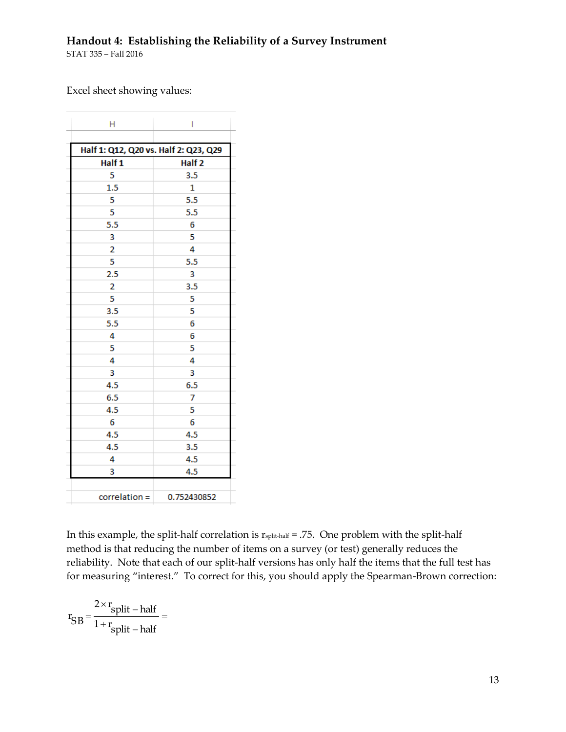Excel sheet showing values:

| H | I |
|---|---|
| Half 1: Q12, Q20 vs. Half 2: Q23, Q29 | |
| Half 1 | Half 2 |
| 5 | 3.5 |
| 1.5 | 1 |
| 5 | 5.5 |
| 5 | 5.5 |
| 5.5 | 6 |
| 3 | 5 |
| 2 | 4 |
| 5 | 5.5 |
| 2.5 | 3 |
| 2 | 3.5 |
| 5 | 5 |
| 3.5 | 5 |
| 5.5 | 6 |
| 4 | 6 |
| 5 | 5 |
| 4 | 4 |
| 3 | 3 |
| 4.5 | 6.5 |
| 6.5 | 7 |
| 4.5 | 5 |
| 6 | 6 |
| 4.5 | 4.5 |
| 4.5 | 3.5 |
| 4 | 4.5 |
| 3 | 4.5 |
| correlation = | 0.752430852 |

In this example, the split-half correlation is $r_{split\text{-}half} = .75$. One problem with the split-half method is that reducing the number of items on a survey (or test) generally reduces the reliability. Note that each of our split-half versions has only half the items that the full test has for measuring "interest." To correct for this, you should apply the Spearman-Brown correction:

$$r_{SB} = \frac{2 \times r_{split-half}}{1 + r_{split-half}} =$$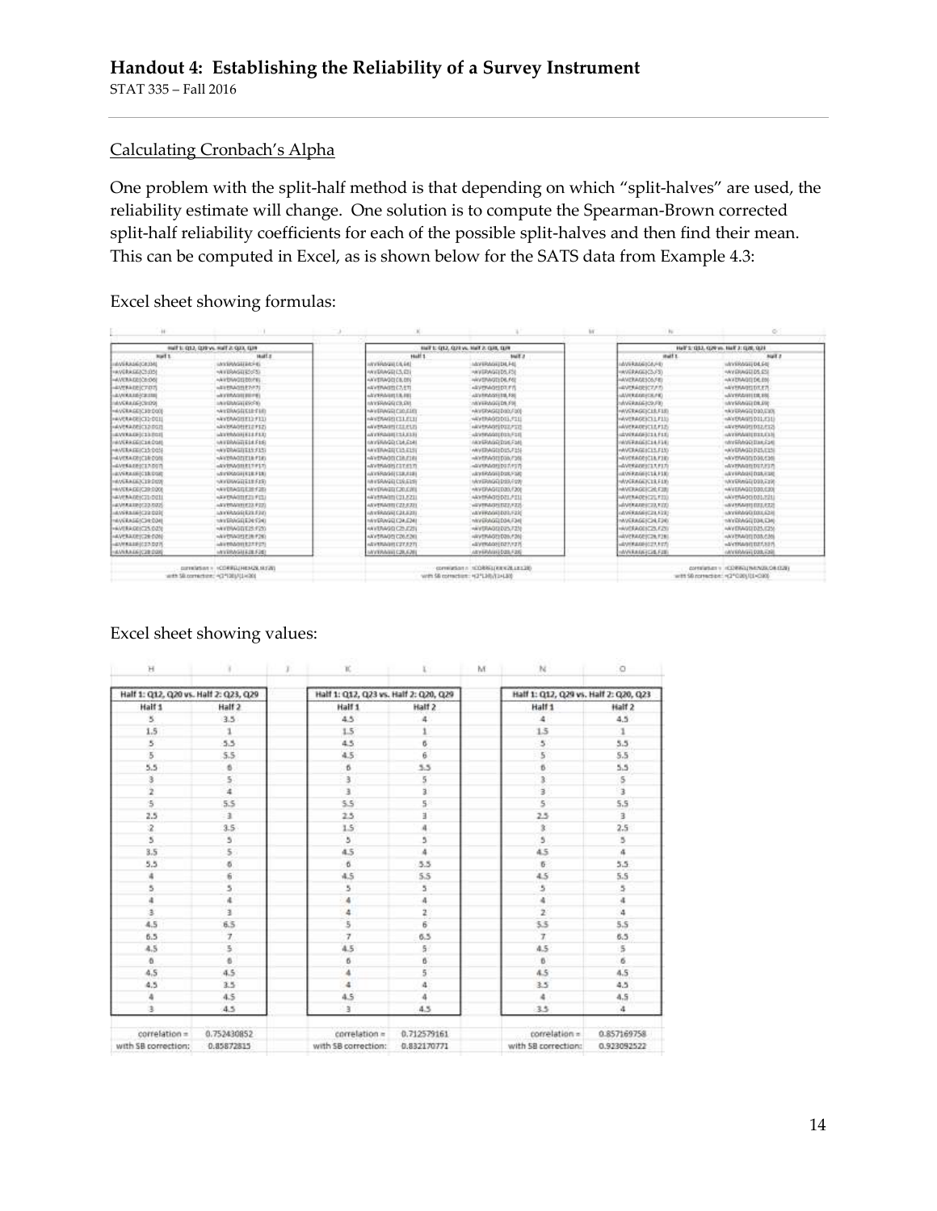## Calculating Cronbach's Alpha

One problem with the split-half method is that depending on which "split-halves" are used, the reliability estimate will change. One solution is to compute the Spearman-Brown corrected split-half reliability coefficients for each of the possible split-halves and then find their mean. This can be computed in Excel, as is shown below for the SATS data from Example 4.3:

Excel sheet showing formulas:

| Half 1: Q12, Q20 vs. Half 2: Q23, Q29 | | Half 1: Q12, Q23 vs. Half 2: Q20, Q29 | | Half 1: Q12, Q29 vs. Half 2: Q20, Q23 | |
|---|---|---|---|---|---|
| Half 1 | Half 2 | Half 1 | Half 2 | Half 1 | Half 2 |
| correlation = | =CORREL(H4:H28,I4:I28) | correlation = | =CORREL(K4:K28,L4:L28) | correlation = | =CORREL(N4:N28,O4:O28) |
| with SB correction: | =(2*I30)/(1+I30) | with SB correction: | =(2*L30)/(1+L30) | with SB correction: | =(2*O30)/(1+O30) |

Excel sheet showing values:

| Half 1: Q12, Q20 vs. Half 2: Q23, Q29 | | Half 1: Q12, Q23 vs. Half 2: Q20, Q29 | | Half 1: Q12, Q29 vs. Half 2: Q20, Q23 | |
|---|---|---|---|---|---|
| Half 1 | Half 2 | Half 1 | Half 2 | Half 1 | Half 2 |
| 5 | 3.5 | 4.5 | 4 | 4 | 4.5 |
| 1.5 | 1 | 1.5 | 1 | 1.5 | 1 |
| 5 | 5.5 | 4.5 | 6 | 5 | 5.5 |
| 5 | 5.5 | 4.5 | 6 | 5 | 5.5 |
| 5.5 | 6 | 6 | 5.5 | 6 | 5.5 |
| 3 | 5 | 3 | 5 | 3 | 5 |
| 2 | 4 | 3 | 3 | 3 | 3 |
| 5 | 5.5 | 5.5 | 5 | 5 | 5.5 |
| 2.5 | 3 | 2.5 | 3 | 2.5 | 3 |
| 2 | 3.5 | 1.5 | 4 | 3 | 2.5 |
| 5 | 5 | 5 | 5 | 5 | 5 |
| 3.5 | 5 | 4.5 | 4 | 4.5 | 4 |
| 5.5 | 6 | 6 | 5.5 | 6 | 5.5 |
| 4 | 6 | 4.5 | 5.5 | 4.5 | 5.5 |
| 5 | 5 | 5 | 5 | 5 | 5 |
| 4 | 4 | 4 | 4 | 4 | 4 |
| 3 | 3 | 4 | 2 | 2 | 4 |
| 4.5 | 6.5 | 5 | 6 | 5.5 | 5.5 |
| 6.5 | 7 | 7 | 6.5 | 7 | 6.5 |
| 4.5 | 5 | 4.5 | 5 | 4.5 | 5 |
| 6 | 6 | 6 | 6 | 6 | 6 |
| 4.5 | 4.5 | 4 | 5 | 4.5 | 4.5 |
| 4.5 | 3.5 | 4 | 4 | 3.5 | 4.5 |
| 4 | 4.5 | 4.5 | 4 | 4 | 4.5 |
| 3 | 4.5 | 3 | 4.5 | 3.5 | 4 |
| correlation = | 0.752430852 | correlation = | 0.712579161 | correlation = | 0.857169758 |
| with SB correction: | 0.85872815 | with SB correction: | 0.832170771 | with SB correction: | 0.923092522 |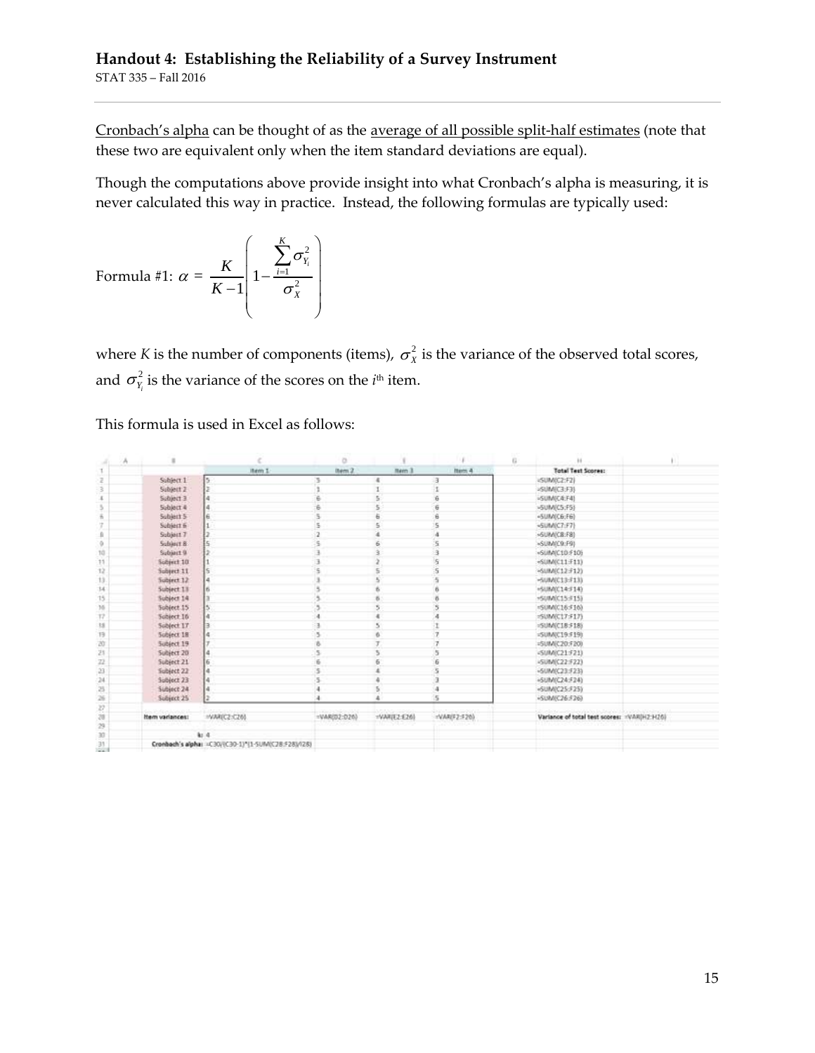Cronbach's alpha can be thought of as the average of all possible split-half estimates (note that these two are equivalent only when the item standard deviations are equal).

Though the computations above provide insight into what Cronbach's alpha is measuring, it is never calculated this way in practice. Instead, the following formulas are typically used:

Formula #1: $\alpha = \dfrac{K}{K-1}\left(1 - \dfrac{\sum_{i=1}^{K}\sigma_{Y_i}^2}{\sigma_X^2}\right)$

where $K$ is the number of components (items), $\sigma_X^2$ is the variance of the observed total scores, and $\sigma_{Y_i}^2$ is the variance of the scores on the $i^{th}$ item.

This formula is used in Excel as follows:

| | A | B | C | D | E | F | G | H | I |
|---|---|---|---|---|---|---|---|---|---|
| 1 | | | Item 1 | Item 2 | Item 3 | Item 4 | | Total Test Scores: | |
| 2 | | Subject 1 | 5 | 3 | 4 | 3 | | =SUM(C2:F2) | |
| 3 | | Subject 2 | 2 | 1 | 1 | 1 | | =SUM(C3:F3) | |
| 4 | | Subject 3 | 4 | 6 | 5 | 6 | | =SUM(C4:F4) | |
| 5 | | Subject 4 | 4 | 6 | 5 | 6 | | =SUM(C5:F5) | |
| 6 | | Subject 5 | 6 | 5 | 6 | 6 | | =SUM(C6:F6) | |
| 7 | | Subject 6 | 1 | 5 | 5 | 5 | | =SUM(C7:F7) | |
| 8 | | Subject 7 | 2 | 2 | 4 | 4 | | =SUM(C8:F8) | |
| 9 | | Subject 8 | 5 | 5 | 6 | 5 | | =SUM(C9:F9) | |
| 10 | | Subject 9 | 2 | 3 | 3 | 3 | | =SUM(C10:F10) | |
| 11 | | Subject 10 | 1 | 3 | 2 | 5 | | =SUM(C11:F11) | |
| 12 | | Subject 11 | 5 | 5 | 5 | 5 | | =SUM(C12:F12) | |
| 13 | | Subject 12 | 4 | 3 | 5 | 5 | | =SUM(C13:F13) | |
| 14 | | Subject 13 | 6 | 5 | 6 | 6 | | =SUM(C14:F14) | |
| 15 | | Subject 14 | 3 | 5 | 6 | 6 | | =SUM(C15:F15) | |
| 16 | | Subject 15 | 5 | 5 | 5 | 5 | | =SUM(C16:F16) | |
| 17 | | Subject 16 | 4 | 4 | 4 | 4 | | =SUM(C17:F17) | |
| 18 | | Subject 17 | 3 | 3 | 5 | 1 | | =SUM(C18:F18) | |
| 19 | | Subject 18 | 4 | 5 | 6 | 7 | | =SUM(C19:F19) | |
| 20 | | Subject 19 | 7 | 6 | 7 | 7 | | =SUM(C20:F20) | |
| 21 | | Subject 20 | 4 | 5 | 5 | 5 | | =SUM(C21:F21) | |
| 22 | | Subject 21 | 6 | 6 | 6 | 6 | | =SUM(C22:F22) | |
| 23 | | Subject 22 | 4 | 5 | 4 | 5 | | =SUM(C23:F23) | |
| 24 | | Subject 23 | 4 | 5 | 4 | 3 | | =SUM(C24:F24) | |
| 25 | | Subject 24 | 4 | 4 | 5 | 4 | | =SUM(C25:F25) | |
| 26 | | Subject 25 | 2 | 4 | 4 | 5 | | =SUM(C26:F26) | |
| 27 | | | | | | | | | |
| 28 | | Item variances: | =VAR(C2:C26) | =VAR(D2:D26) | =VAR(E2:E26) | =VAR(F2:F26) | | Variance of total test scores: | =VAR(H2:H26) |
| 29 | | | | | | | | | |
| 30 | | k: | 4 | | | | | | |
| 31 | | Cronbach's alpha: | =C30/(C30-1)*(1-SUM(C28:F28)/I28) | | | | | | |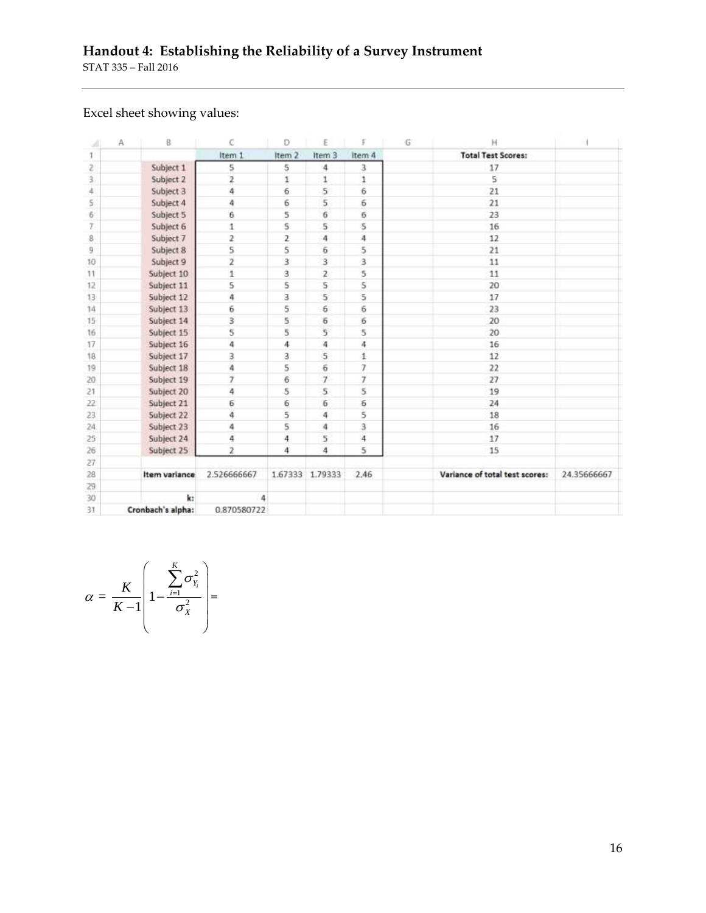# Handout 4: Establishing the Reliability of a Survey Instrument

Excel sheet showing values:

| | A | B | C | D | E | F | G | H | I |
|---|---|---|---|---|---|---|---|---|---|
| 1 | | | Item 1 | Item 2 | Item 3 | Item 4 | | Total Test Scores: | |
| 2 | | Subject 1 | 5 | 5 | 4 | 3 | | 17 | |
| 3 | | Subject 2 | 2 | 1 | 1 | 1 | | 5 | |
| 4 | | Subject 3 | 4 | 6 | 5 | 6 | | 21 | |
| 5 | | Subject 4 | 4 | 6 | 5 | 6 | | 21 | |
| 6 | | Subject 5 | 6 | 5 | 6 | 6 | | 23 | |
| 7 | | Subject 6 | 1 | 5 | 5 | 5 | | 16 | |
| 8 | | Subject 7 | 2 | 2 | 4 | 4 | | 12 | |
| 9 | | Subject 8 | 5 | 5 | 6 | 5 | | 21 | |
| 10 | | Subject 9 | 2 | 3 | 3 | 3 | | 11 | |
| 11 | | Subject 10 | 1 | 3 | 2 | 5 | | 11 | |
| 12 | | Subject 11 | 5 | 5 | 5 | 5 | | 20 | |
| 13 | | Subject 12 | 4 | 3 | 5 | 5 | | 17 | |
| 14 | | Subject 13 | 6 | 5 | 6 | 6 | | 23 | |
| 15 | | Subject 14 | 3 | 5 | 6 | 6 | | 20 | |
| 16 | | Subject 15 | 5 | 5 | 5 | 5 | | 20 | |
| 17 | | Subject 16 | 4 | 4 | 4 | 4 | | 16 | |
| 18 | | Subject 17 | 3 | 3 | 5 | 1 | | 12 | |
| 19 | | Subject 18 | 4 | 5 | 6 | 7 | | 22 | |
| 20 | | Subject 19 | 7 | 6 | 7 | 7 | | 27 | |
| 21 | | Subject 20 | 4 | 5 | 5 | 5 | | 19 | |
| 22 | | Subject 21 | 6 | 6 | 6 | 6 | | 24 | |
| 23 | | Subject 22 | 4 | 5 | 4 | 5 | | 18 | |
| 24 | | Subject 23 | 4 | 5 | 4 | 3 | | 16 | |
| 25 | | Subject 24 | 4 | 4 | 5 | 4 | | 17 | |
| 26 | | Subject 25 | 2 | 4 | 4 | 5 | | 15 | |
| 27 | | | | | | | | | |
| 28 | | Item variance | 2.526666667 | 1.67333 | 1.79333 | 2.46 | | Variance of total test scores: | 24.35666667 |
| 29 | | | | | | | | | |
| 30 | | k: | 4 | | | | | | |
| 31 | | Cronbach's alpha: | 0.870580722 | | | | | | |

$$\alpha = \frac{K}{K-1}\left(1 - \frac{\sum_{i=1}^{K}\sigma_{Y_i}^2}{\sigma_X^2}\right) =$$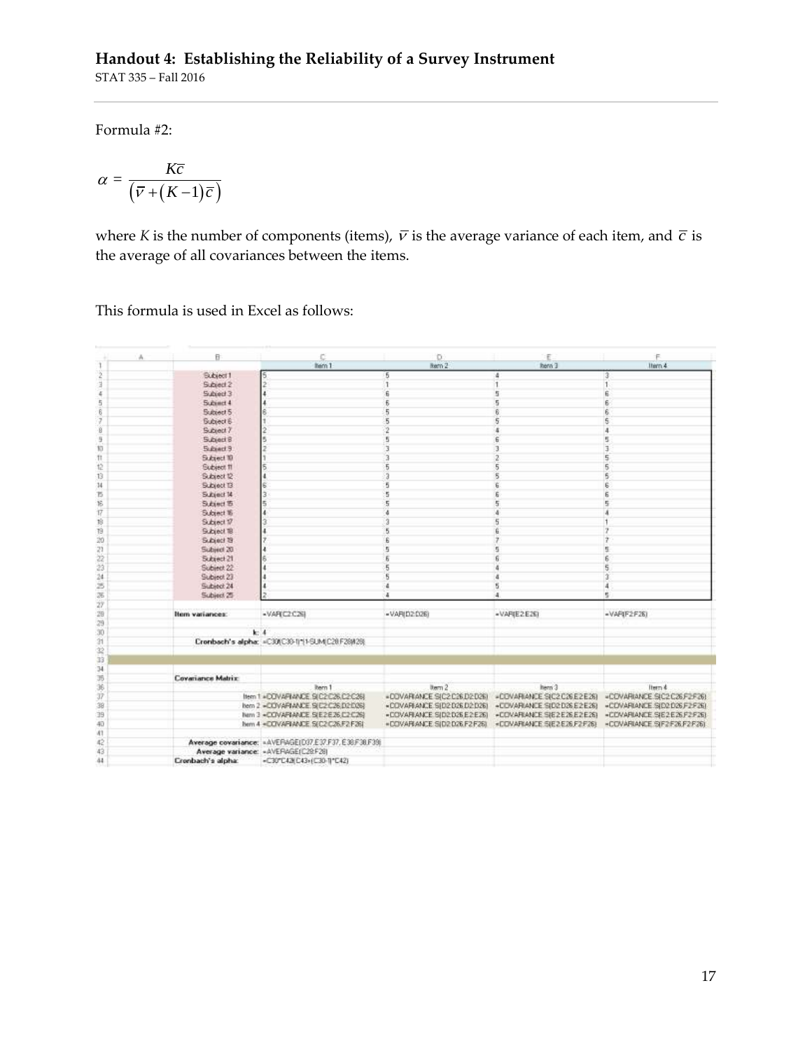Formula #2:

$$\alpha = \frac{K\bar{c}}{\left(\bar{v} + (K-1)\bar{c}\right)}$$

where $K$ is the number of components (items), $\bar{v}$ is the average variance of each item, and $\bar{c}$ is the average of all covariances between the items.

This formula is used in Excel as follows:

| | A | B | C | D | E | F |
|---|---|---|---|---|---|---|
| 1 | | | Item 1 | Item 2 | Item 3 | Item 4 |
| 2 | | Subject 1 | 5 | 5 | 4 | 3 |
| 3 | | Subject 2 | 2 | 1 | 1 | 1 |
| 4 | | Subject 3 | 4 | 6 | 5 | 6 |
| 5 | | Subject 4 | 4 | 6 | 5 | 6 |
| 6 | | Subject 5 | 6 | 5 | 6 | 6 |
| 7 | | Subject 6 | 1 | 5 | 5 | 5 |
| 8 | | Subject 7 | 2 | 2 | 4 | 4 |
| 9 | | Subject 8 | 5 | 5 | 6 | 5 |
| 10 | | Subject 9 | 2 | 3 | 3 | 3 |
| 11 | | Subject 10 | 1 | 3 | 2 | 5 |
| 12 | | Subject 11 | 5 | 5 | 5 | 5 |
| 13 | | Subject 12 | 4 | 3 | 5 | 5 |
| 14 | | Subject 13 | 6 | 5 | 6 | 6 |
| 15 | | Subject 14 | 3 | 5 | 6 | 6 |
| 16 | | Subject 15 | 5 | 5 | 5 | 5 |
| 17 | | Subject 16 | 4 | 4 | 4 | 4 |
| 18 | | Subject 17 | 3 | 3 | 5 | 1 |
| 19 | | Subject 18 | 4 | 5 | 6 | 7 |
| 20 | | Subject 19 | 7 | 6 | 7 | 7 |
| 21 | | Subject 20 | 4 | 5 | 5 | 5 |
| 22 | | Subject 21 | 6 | 6 | 6 | 6 |
| 23 | | Subject 22 | 4 | 5 | 4 | 5 |
| 24 | | Subject 23 | 4 | 5 | 4 | 3 |
| 25 | | Subject 24 | 4 | 4 | 5 | 4 |
| 26 | | Subject 25 | 2 | 4 | 4 | 5 |
| 27 | | | | | | |
| 28 | | Item variances: | =VAR(C2:C26) | =VAR(D2:D26) | =VAR(E2:E26) | =VAR(F2:F26) |
| 29 | | | | | | |
| 30 | | k: | 4 | | | |
| 31 | | Cronbach's alpha: | =C30/(C30-1)*(1-SUM(C28:F28)/A28) | | | |
| 32 | | | | | | |
| 33 | | | | | | |
| 34 | | | | | | |
| 35 | | Covariance Matrix: | | | | |
| 36 | | | Item 1 | Item 2 | Item 3 | Item 4 |
| 37 | | Item 1 | =COVARIANCE.S(C2:C26,C2:C26) | =COVARIANCE.S(C2:C26,D2:D26) | =COVARIANCE.S(C2:C26,E2:E26) | =COVARIANCE.S(C2:C26,F2:F26) |
| 38 | | Item 2 | =COVARIANCE.S(C2:C26,D2:D26) | =COVARIANCE.S(D2:D26,D2:D26) | =COVARIANCE.S(D2:D26,E2:E26) | =COVARIANCE.S(D2:D26,F2:F26) |
| 39 | | Item 3 | =COVARIANCE.S(E2:E26,C2:C26) | =COVARIANCE.S(D2:D26,E2:E26) | =COVARIANCE.S(E2:E26,E2:E26) | =COVARIANCE.S(E2:E26,F2:F26) |
| 40 | | Item 4 | =COVARIANCE.S(C2:C26,F2:F26) | =COVARIANCE.S(D2:D26,F2:F26) | =COVARIANCE.S(E2:E26,F2:F26) | =COVARIANCE.S(F2:F26,F2:F26) |
| 41 | | | | | | |
| 42 | | Average covariance: | =AVERAGE(D37,E37,F37,E38,F38,F39) | | | |
| 43 | | Average variance: | =AVERAGE(C28:F28) | | | |
| 44 | | Cronbach's alpha: | =C30*C42/(C43+(C30-1)*C42) | | | |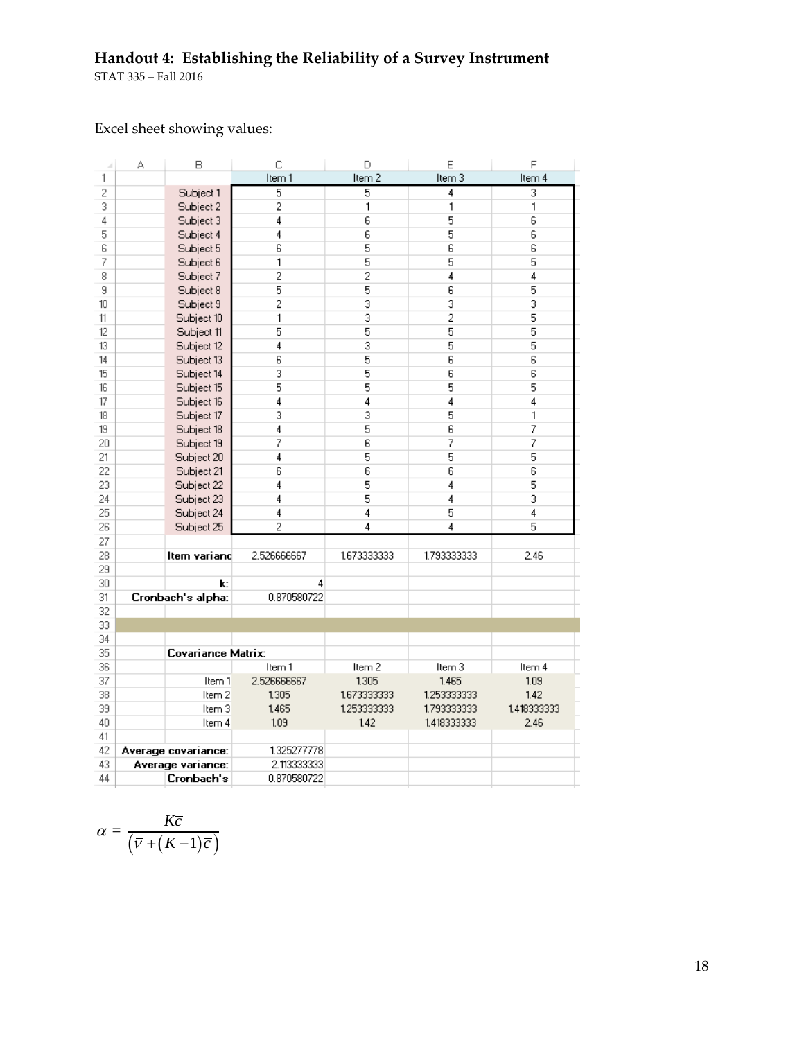## Handout 4: Establishing the Reliability of a Survey Instrument

STAT 335 – Fall 2016

Excel sheet showing values:

| | A | B | C | D | E | F |
|---|---|---|---|---|---|---|
| 1 | | | Item 1 | Item 2 | Item 3 | Item 4 |
| 2 | | Subject 1 | 5 | 5 | 4 | 3 |
| 3 | | Subject 2 | 2 | 1 | 1 | 1 |
| 4 | | Subject 3 | 4 | 6 | 5 | 6 |
| 5 | | Subject 4 | 4 | 6 | 5 | 6 |
| 6 | | Subject 5 | 6 | 5 | 6 | 6 |
| 7 | | Subject 6 | 1 | 5 | 5 | 5 |
| 8 | | Subject 7 | 2 | 2 | 4 | 4 |
| 9 | | Subject 8 | 5 | 5 | 6 | 5 |
| 10 | | Subject 9 | 2 | 3 | 3 | 3 |
| 11 | | Subject 10 | 1 | 3 | 2 | 5 |
| 12 | | Subject 11 | 5 | 5 | 5 | 5 |
| 13 | | Subject 12 | 4 | 3 | 5 | 5 |
| 14 | | Subject 13 | 6 | 5 | 6 | 6 |
| 15 | | Subject 14 | 3 | 5 | 6 | 6 |
| 16 | | Subject 15 | 5 | 5 | 5 | 5 |
| 17 | | Subject 16 | 4 | 4 | 4 | 4 |
| 18 | | Subject 17 | 3 | 3 | 5 | 1 |
| 19 | | Subject 18 | 4 | 5 | 6 | 7 |
| 20 | | Subject 19 | 7 | 6 | 7 | 7 |
| 21 | | Subject 20 | 4 | 5 | 5 | 5 |
| 22 | | Subject 21 | 6 | 6 | 6 | 6 |
| 23 | | Subject 22 | 4 | 5 | 4 | 5 |
| 24 | | Subject 23 | 4 | 5 | 4 | 3 |
| 25 | | Subject 24 | 4 | 4 | 5 | 4 |
| 26 | | Subject 25 | 2 | 4 | 4 | 5 |
| 27 | | | | | | |
| 28 | | **Item varianc** | 2.526666667 | 1.673333333 | 1.793333333 | 2.46 |
| 29 | | | | | | |
| 30 | | **k:** | 4 | | | |
| 31 | | **Cronbach's alpha:** | 0.870580722 | | | |
| 32 | | | | | | |
| 33 | | | | | | |
| 34 | | | | | | |
| 35 | | **Covariance Matrix:** | | | | |
| 36 | | | Item 1 | Item 2 | Item 3 | Item 4 |
| 37 | | Item 1 | 2.526666667 | 1.305 | 1.465 | 1.09 |
| 38 | | Item 2 | 1.305 | 1.673333333 | 1.253333333 | 1.42 |
| 39 | | Item 3 | 1.465 | 1.253333333 | 1.793333333 | 1.418333333 |
| 40 | | Item 4 | 1.09 | 1.42 | 1.418333333 | 2.46 |
| 41 | | | | | | |
| 42 | | **Average covariance:** | 1.325277778 | | | |
| 43 | | **Average variance:** | 2.113333333 | | | |
| 44 | | **Cronbach's** | 0.870580722 | | | |

$$\alpha = \frac{K\bar{c}}{\left(\bar{v} + (K-1)\bar{c}\right)}$$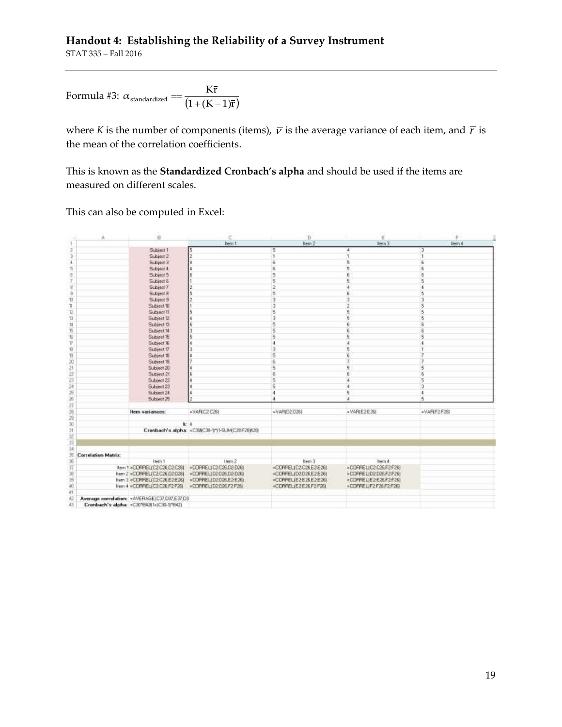Formula #3: $\alpha_{\text{standardized}} == \frac{K\bar{r}}{(1+(K-1)\bar{r})}$

where *K* is the number of components (items), $\bar{v}$ is the average variance of each item, and $\bar{r}$ is the mean of the correlation coefficients.

This is known as the **Standardized Cronbach's alpha** and should be used if the items are measured on different scales.

This can also be computed in Excel:

| | A | B | C | D | E | F |
|---|---|---|---|---|---|---|
| 1 | | | Item 1 | Item 2 | Item 3 | Item 4 |
| 2 | | Subject 1 | 5 | 5 | 4 | 3 |
| 3 | | Subject 2 | 2 | 1 | 1 | 1 |
| 4 | | Subject 3 | 4 | 6 | 5 | 6 |
| 5 | | Subject 4 | 4 | 6 | 5 | 6 |
| 6 | | Subject 5 | 6 | 5 | 6 | 6 |
| 7 | | Subject 6 | 1 | 5 | 5 | 5 |
| 8 | | Subject 7 | 2 | 2 | 4 | 4 |
| 9 | | Subject 8 | 5 | 5 | 6 | 5 |
| 10 | | Subject 9 | 2 | 3 | 3 | 3 |
| 11 | | Subject 10 | 1 | 3 | 2 | 5 |
| 12 | | Subject 11 | 5 | 5 | 5 | 5 |
| 13 | | Subject 12 | 4 | 3 | 5 | 5 |
| 14 | | Subject 13 | 6 | 5 | 6 | 6 |
| 15 | | Subject 14 | 3 | 5 | 6 | 6 |
| 16 | | Subject 15 | 5 | 5 | 5 | 5 |
| 17 | | Subject 16 | 4 | 4 | 4 | 4 |
| 18 | | Subject 17 | 3 | 3 | 5 | 1 |
| 19 | | Subject 18 | 4 | 5 | 6 | 7 |
| 20 | | Subject 19 | 7 | 6 | 7 | 7 |
| 21 | | Subject 20 | 4 | 5 | 5 | 5 |
| 22 | | Subject 21 | 6 | 6 | 6 | 6 |
| 23 | | Subject 22 | 4 | 5 | 4 | 5 |
| 24 | | Subject 23 | 4 | 5 | 4 | 3 |
| 25 | | Subject 24 | 4 | 4 | 5 | 4 |
| 26 | | Subject 25 | 2 | 4 | 4 | 5 |
| 27 | | | | | | |
| 28 | | Item variances: | =VAR(C2:C26) | =VAR(D2:D26) | =VAR(E2:E26) | =VAR(F2:F26) |
| 29 | | | | | | |
| 30 | | k: | 4 | | | |
| 31 | | Cronbach's alpha: | =C30/(C30-1)*(1-SUM(C28:F28)/B28) | | | |
| 32 | | | | | | |
| 33 | | | | | | |
| 34 | | | | | | |
| 35 | Correlation Matrix: | | | | | |
| 36 | | Item 1 | Item 2 | Item 3 | Item 4 | |
| 37 | Item 1 | =CORREL(C2:C26,C2:C26) | =CORREL(C2:C26,D2:D26) | =CORREL(C2:C26,E2:E26) | =CORREL(C2:C26,F2:F26) | |
| 38 | Item 2 | =CORREL(C2:C26,D2:D26) | =CORREL(D2:D26,D2:D26) | =CORREL(D2:D26,E2:E26) | =CORREL(D2:D26,F2:F26) | |
| 39 | Item 3 | =CORREL(C2:C26,E2:E26) | =CORREL(D2:D26,E2:E26) | =CORREL(E2:E26,E2:E26) | =CORREL(E2:E26,F2:F26) | |
| 40 | Item 4 | =CORREL(C2:C26,F2:F26) | =CORREL(D2:D26,F2:F26) | =CORREL(E2:E26,F2:F26) | =CORREL(F2:F26,F2:F26) | |
| 41 | | | | | | |
| 42 | Average correlation: | =AVERAGE(C37,D37,E37,D3 | | | | |
| 43 | Cronbach's alpha: | =C30*B42/(1+(C30-1)*B42) | | | | |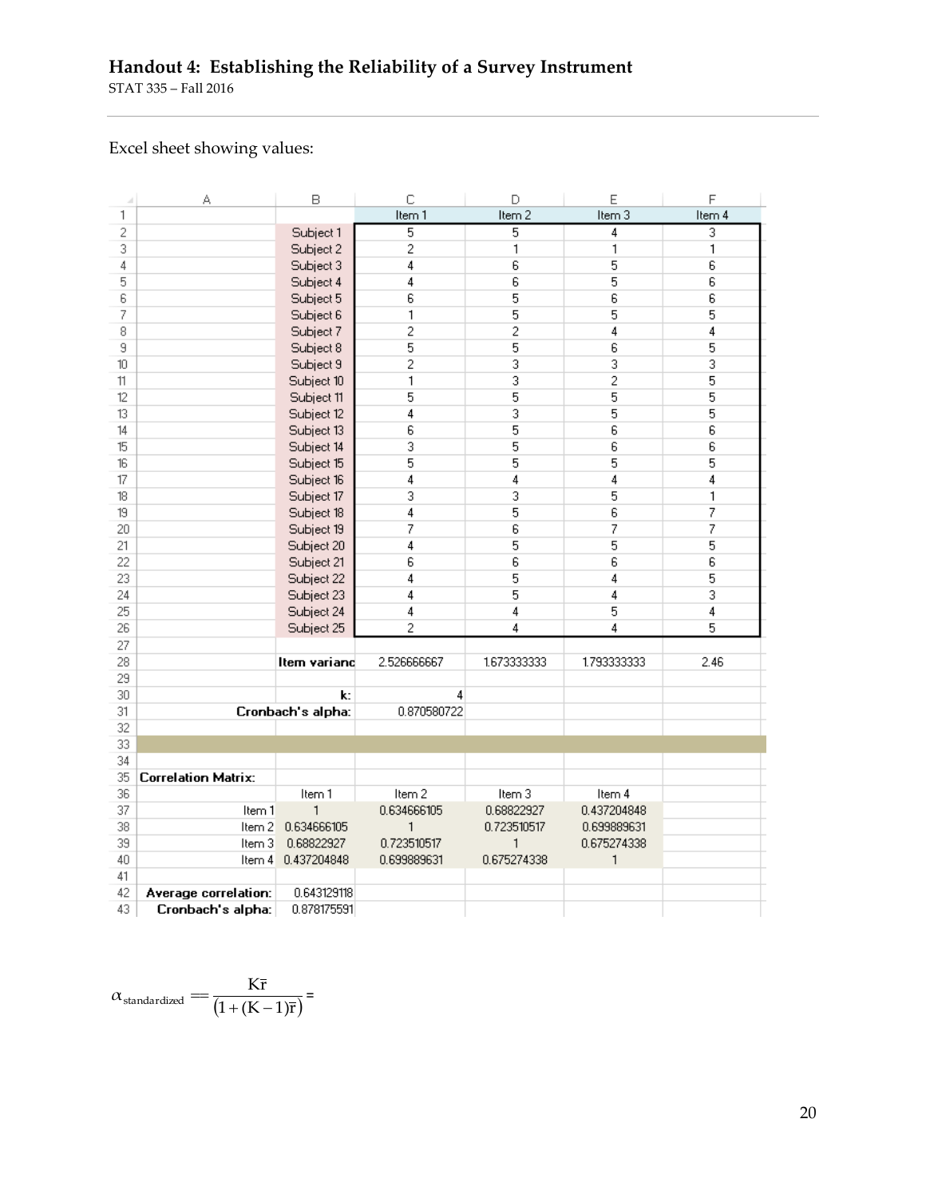## Handout 4: Establishing the Reliability of a Survey Instrument

STAT 335 – Fall 2016

Excel sheet showing values:

| | A | B | C | D | E | F |
|---|---|---|---|---|---|---|
| 1 | | | Item 1 | Item 2 | Item 3 | Item 4 |
| 2 | | Subject 1 | 5 | 5 | 4 | 3 |
| 3 | | Subject 2 | 2 | 1 | 1 | 1 |
| 4 | | Subject 3 | 4 | 6 | 5 | 6 |
| 5 | | Subject 4 | 4 | 6 | 5 | 6 |
| 6 | | Subject 5 | 6 | 5 | 6 | 6 |
| 7 | | Subject 6 | 1 | 5 | 5 | 5 |
| 8 | | Subject 7 | 2 | 2 | 4 | 4 |
| 9 | | Subject 8 | 5 | 5 | 6 | 5 |
| 10 | | Subject 9 | 2 | 3 | 3 | 3 |
| 11 | | Subject 10 | 1 | 3 | 2 | 5 |
| 12 | | Subject 11 | 5 | 5 | 5 | 5 |
| 13 | | Subject 12 | 4 | 3 | 5 | 5 |
| 14 | | Subject 13 | 6 | 5 | 6 | 6 |
| 15 | | Subject 14 | 3 | 5 | 6 | 6 |
| 16 | | Subject 15 | 5 | 5 | 5 | 5 |
| 17 | | Subject 16 | 4 | 4 | 4 | 4 |
| 18 | | Subject 17 | 3 | 3 | 5 | 1 |
| 19 | | Subject 18 | 4 | 5 | 6 | 7 |
| 20 | | Subject 19 | 7 | 6 | 7 | 7 |
| 21 | | Subject 20 | 4 | 5 | 5 | 5 |
| 22 | | Subject 21 | 6 | 6 | 6 | 6 |
| 23 | | Subject 22 | 4 | 5 | 4 | 5 |
| 24 | | Subject 23 | 4 | 5 | 4 | 3 |
| 25 | | Subject 24 | 4 | 4 | 5 | 4 |
| 26 | | Subject 25 | 2 | 4 | 4 | 5 |
| 27 | | | | | | |
| 28 | | **Item varianc** | 2.526666667 | 1.673333333 | 1.793333333 | 2.46 |
| 29 | | | | | | |
| 30 | | **k:** | 4 | | | |
| 31 | | **Cronbach's alpha:** | 0.870580722 | | | |
| 32 | | | | | | |
| 33 | | | | | | |
| 34 | | | | | | |
| 35 | **Correlation Matrix:** | | | | | |
| 36 | | Item 1 | Item 2 | Item 3 | Item 4 | |
| 37 | Item 1 | 1 | 0.634666105 | 0.68822927 | 0.437204848 | |
| 38 | Item 2 | 0.634666105 | 1 | 0.723510517 | 0.699889631 | |
| 39 | Item 3 | 0.68822927 | 0.723510517 | 1 | 0.675274338 | |
| 40 | Item 4 | 0.437204848 | 0.699889631 | 0.675274338 | 1 | |
| 41 | | | | | | |
| 42 | **Average correlation:** | 0.643129118 | | | | |
| 43 | **Cronbach's alpha:** | 0.878175591 | | | | |

$$\alpha_{\text{standardized}} = \frac{K\bar{r}}{(1+(K-1)\bar{r})} =$$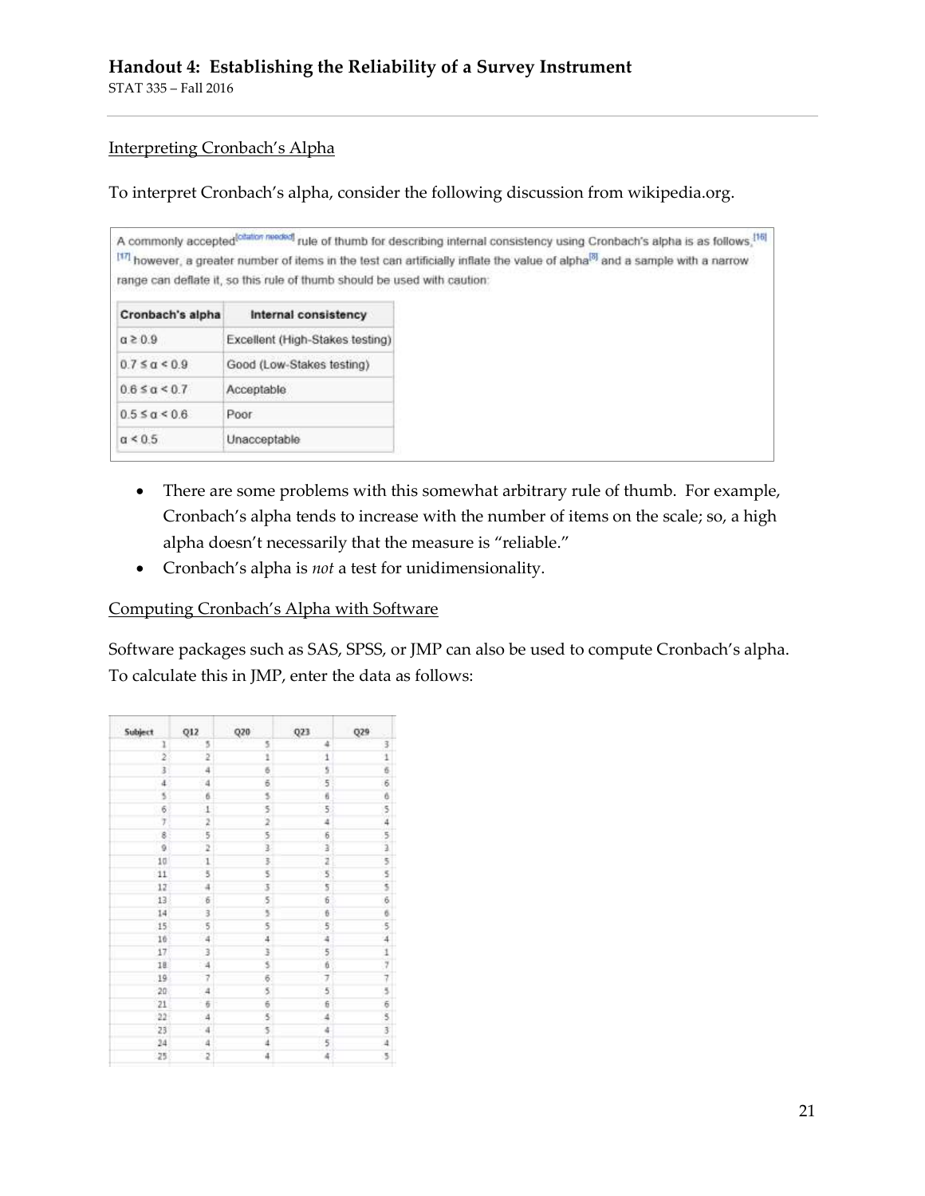## Interpreting Cronbach's Alpha

To interpret Cronbach's alpha, consider the following discussion from wikipedia.org.

A commonly accepted[citation needed] rule of thumb for describing internal consistency using Cronbach's alpha is as follows,[16][17] however, a greater number of items in the test can artificially inflate the value of alpha[8] and a sample with a narrow range can deflate it, so this rule of thumb should be used with caution:

| Cronbach's alpha | Internal consistency |
|---|---|
| $\alpha \geq 0.9$ | Excellent (High-Stakes testing) |
| $0.7 \leq \alpha < 0.9$ | Good (Low-Stakes testing) |
| $0.6 \leq \alpha < 0.7$ | Acceptable |
| $0.5 \leq \alpha < 0.6$ | Poor |
| $\alpha < 0.5$ | Unacceptable |

- There are some problems with this somewhat arbitrary rule of thumb. For example, Cronbach's alpha tends to increase with the number of items on the scale; so, a high alpha doesn't necessarily that the measure is "reliable."
- Cronbach's alpha is *not* a test for unidimensionality.

## Computing Cronbach's Alpha with Software

Software packages such as SAS, SPSS, or JMP can also be used to compute Cronbach's alpha. To calculate this in JMP, enter the data as follows:

| Subject | Q12 | Q20 | Q23 | Q29 |
|---|---|---|---|---|
| 1 | 5 | 5 | 4 | 3 |
| 2 | 2 | 1 | 1 | 1 |
| 3 | 4 | 6 | 5 | 6 |
| 4 | 4 | 6 | 5 | 6 |
| 5 | 6 | 5 | 6 | 6 |
| 6 | 1 | 5 | 5 | 5 |
| 7 | 2 | 2 | 4 | 4 |
| 8 | 5 | 5 | 6 | 5 |
| 9 | 2 | 3 | 3 | 3 |
| 10 | 1 | 3 | 2 | 5 |
| 11 | 5 | 5 | 5 | 5 |
| 12 | 4 | 3 | 5 | 5 |
| 13 | 6 | 5 | 6 | 6 |
| 14 | 3 | 5 | 6 | 6 |
| 15 | 5 | 5 | 5 | 5 |
| 16 | 4 | 4 | 4 | 4 |
| 17 | 3 | 3 | 5 | 1 |
| 18 | 4 | 5 | 6 | 7 |
| 19 | 7 | 6 | 7 | 7 |
| 20 | 4 | 5 | 5 | 5 |
| 21 | 6 | 6 | 6 | 6 |
| 22 | 4 | 5 | 4 | 5 |
| 23 | 4 | 5 | 4 | 3 |
| 24 | 4 | 4 | 5 | 4 |
| 25 | 2 | 4 | 4 | 5 |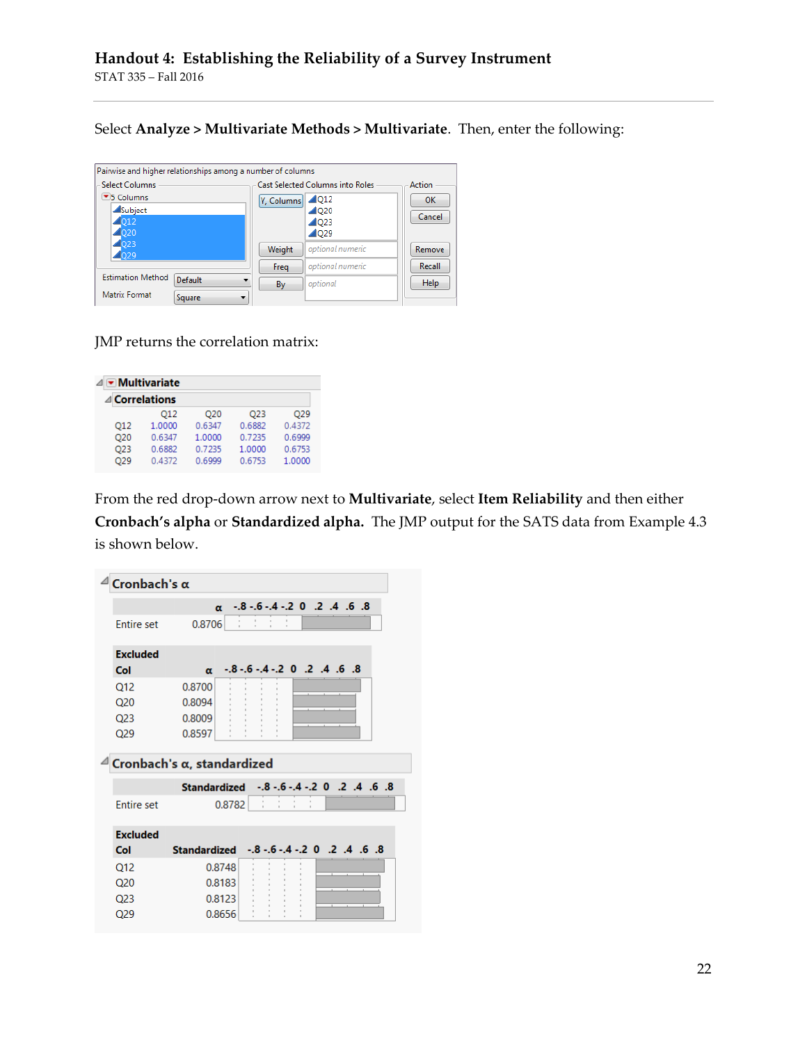# Handout 4: Establishing the Reliability of a Survey Instrument

STAT 335 – Fall 2016

Select **Analyze > Multivariate Methods > Multivariate**. Then, enter the following:

Pairwise and higher relationships among a number of columns

| Select Columns | Cast Selected Columns into Roles | | Action |
|---|---|---|---|
| 5 Columns: Subject, Q12, Q20, Q23, Q29 | Y, Columns | Q12, Q20, Q23, Q29 | OK |
| | Weight | optional numeric | Cancel |
| | Freq | optional numeric | Remove |
| | By | optional | Recall |
| Estimation Method: Default | | | Help |
| Matrix Format: Square | | | |

JMP returns the correlation matrix:

**Multivariate**

**Correlations**

| | Q12 | Q20 | Q23 | Q29 |
|---|---|---|---|---|
| Q12 | 1.0000 | 0.6347 | 0.6882 | 0.4372 |
| Q20 | 0.6347 | 1.0000 | 0.7235 | 0.6999 |
| Q23 | 0.6882 | 0.7235 | 1.0000 | 0.6753 |
| Q29 | 0.4372 | 0.6999 | 0.6753 | 1.0000 |

From the red drop-down arrow next to **Multivariate**, select **Item Reliability** and then either **Cronbach's alpha** or **Standardized alpha.** The JMP output for the SATS data from Example 4.3 is shown below.

**Cronbach's α**

| | α |
|---|---|
| Entire set | 0.8706 |

| Excluded Col | α |
|---|---|
| Q12 | 0.8700 |
| Q20 | 0.8094 |
| Q23 | 0.8009 |
| Q29 | 0.8597 |

**Cronbach's α, standardized**

| | Standardized |
|---|---|
| Entire set | 0.8782 |

| Excluded Col | Standardized |
|---|---|
| Q12 | 0.8748 |
| Q20 | 0.8183 |
| Q23 | 0.8123 |
| Q29 | 0.8656 |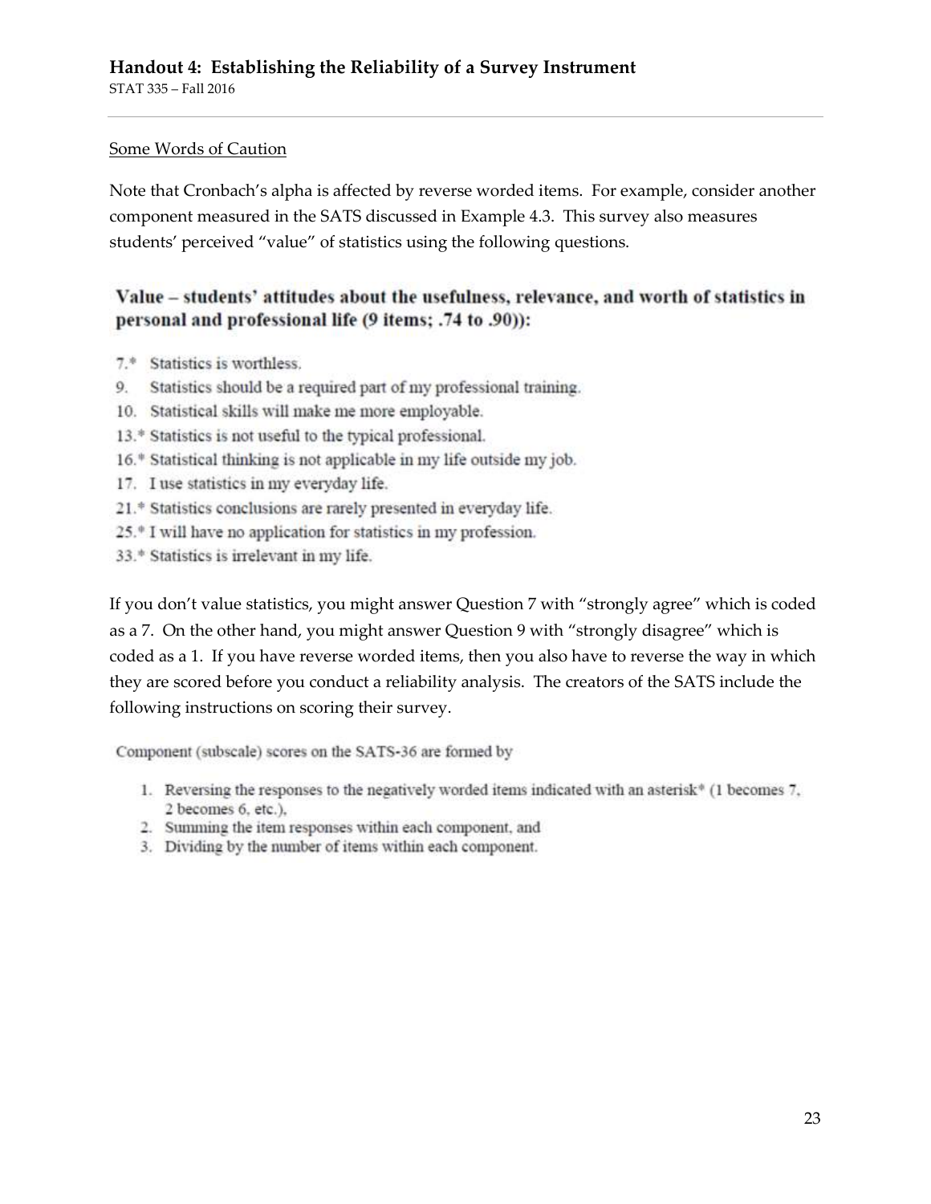Some Words of Caution

Note that Cronbach's alpha is affected by reverse worded items. For example, consider another component measured in the SATS discussed in Example 4.3. This survey also measures students' perceived "value" of statistics using the following questions.

**Value – students' attitudes about the usefulness, relevance, and worth of statistics in personal and professional life (9 items; .74 to .90)):**

7.* Statistics is worthless.
9. Statistics should be a required part of my professional training.
10. Statistical skills will make me more employable.
13.* Statistics is not useful to the typical professional.
16.* Statistical thinking is not applicable in my life outside my job.
17. I use statistics in my everyday life.
21.* Statistics conclusions are rarely presented in everyday life.
25.* I will have no application for statistics in my profession.
33.* Statistics is irrelevant in my life.

If you don't value statistics, you might answer Question 7 with "strongly agree" which is coded as a 7. On the other hand, you might answer Question 9 with "strongly disagree" which is coded as a 1. If you have reverse worded items, then you also have to reverse the way in which they are scored before you conduct a reliability analysis. The creators of the SATS include the following instructions on scoring their survey.

Component (subscale) scores on the SATS-36 are formed by

1. Reversing the responses to the negatively worded items indicated with an asterisk* (1 becomes 7, 2 becomes 6, etc.),
2. Summing the item responses within each component, and
3. Dividing by the number of items within each component.